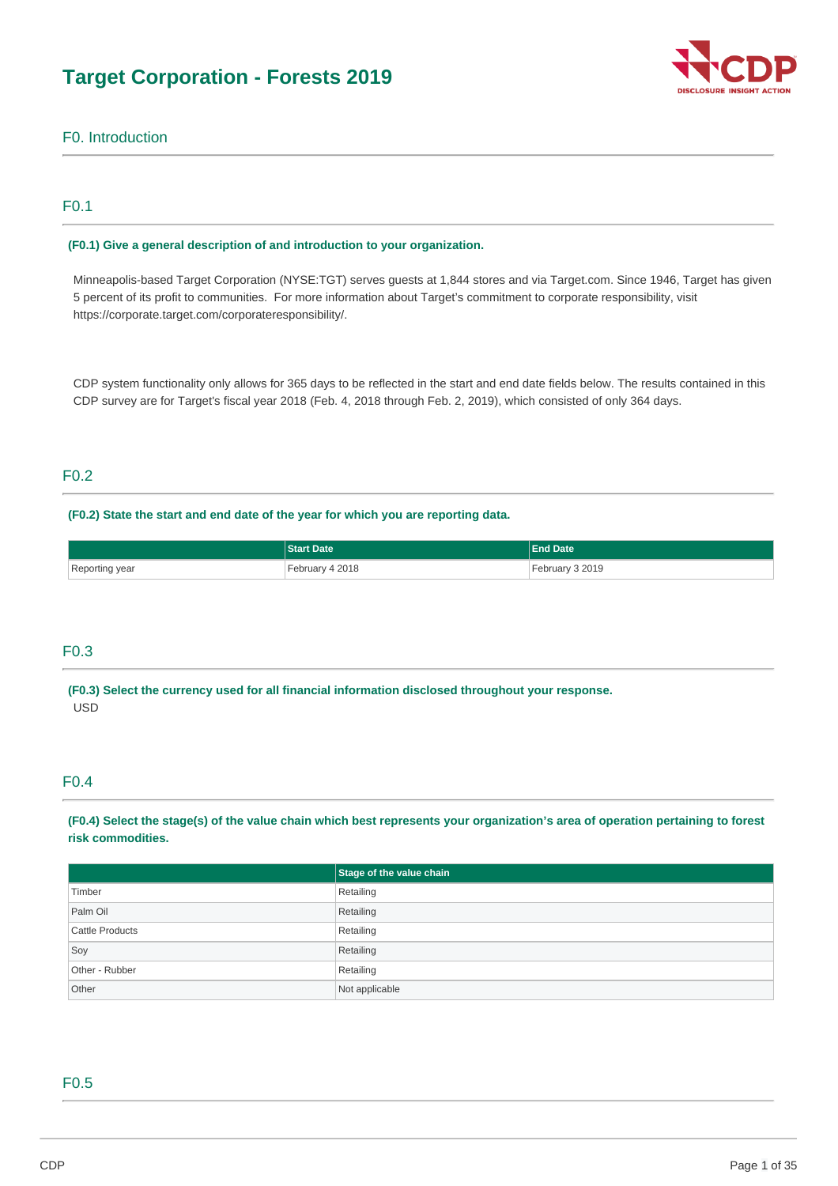# Target Corporation - Forests 2019

## F0. Introduction

### F0.1

**(F0.1) Give a general description of and introduction to your organization.**

Minneapolis-based Target Corporation (NYSE:TGT) serves guests at 1,844 stores and via Target.com. Since 1946, Target has given 5 percent of its profit to communities. For more information about Target's commitment to corporate responsibility, visit https://corporate.target.com/corporateresponsibility/.

CDP system functionality only allows for 365 days to be reflected in the start and end date fields below. The results contained in this CDP survey are for Target's fiscal year 2018 (Feb. 4, 2018 through Feb. 2, 2019), which consisted of only 364 days.

### F0.2

**(F0.2) State the start and end date of the year for which you are reporting data.**

| | Start Date | End Date |
|---|---|---|
| Reporting year | February 4 2018 | February 3 2019 |

### F0.3

**(F0.3) Select the currency used for all financial information disclosed throughout your response.**

USD

### F0.4

**(F0.4) Select the stage(s) of the value chain which best represents your organization's area of operation pertaining to forest risk commodities.**

| | Stage of the value chain |
|---|---|
| Timber | Retailing |
| Palm Oil | Retailing |
| Cattle Products | Retailing |
| Soy | Retailing |
| Other - Rubber | Retailing |
| Other | Not applicable |

### F0.5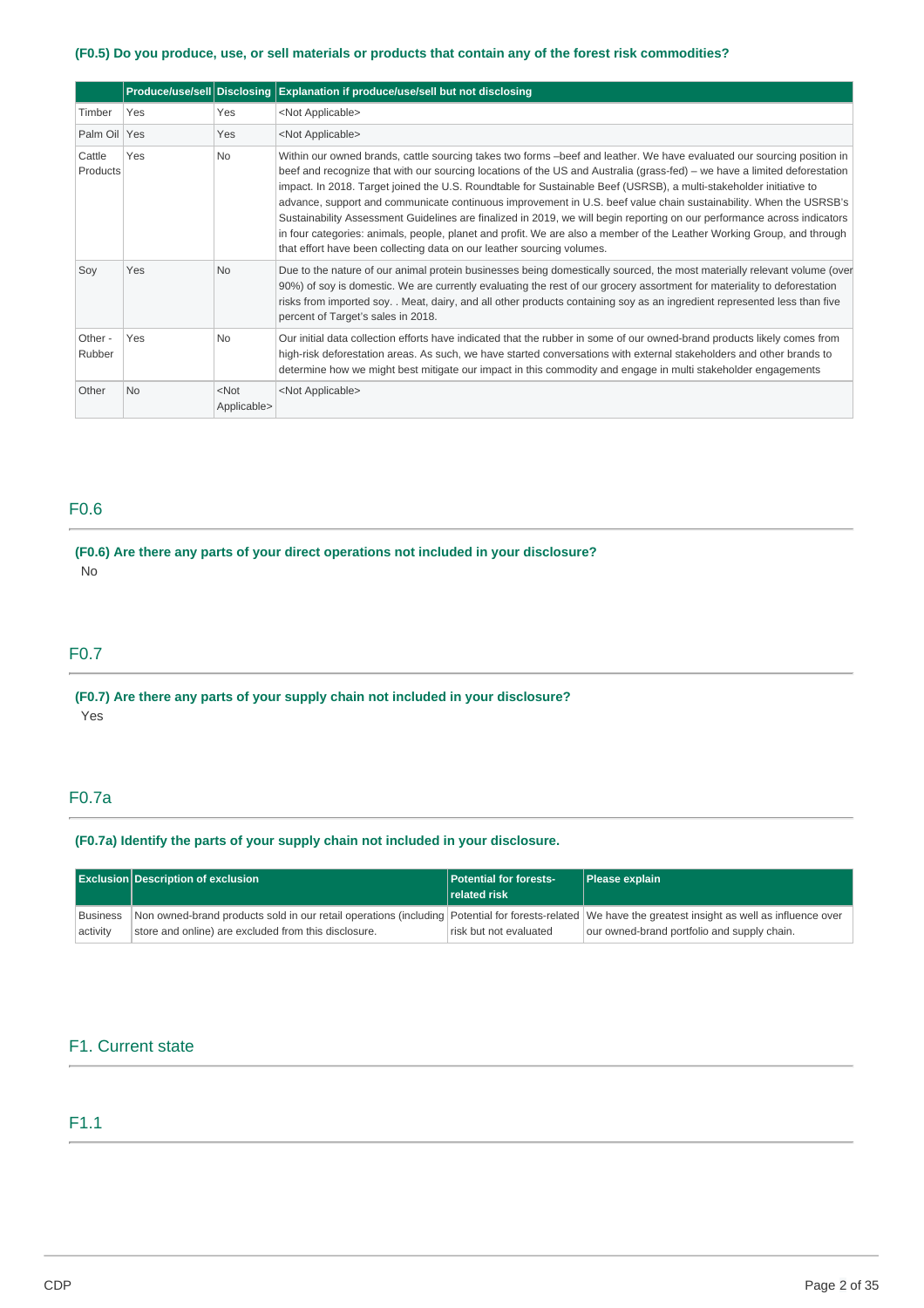### (F0.5) Do you produce, use, or sell materials or products that contain any of the forest risk commodities?

| | Produce/use/sell | Disclosing | Explanation if produce/use/sell but not disclosing |
|---|---|---|---|
| Timber | Yes | Yes | <Not Applicable> |
| Palm Oil | Yes | Yes | <Not Applicable> |
| Cattle Products | Yes | No | Within our owned brands, cattle sourcing takes two forms –beef and leather. We have evaluated our sourcing position in beef and recognize that with our sourcing locations of the US and Australia (grass-fed) – we have a limited deforestation impact. In 2018. Target joined the U.S. Roundtable for Sustainable Beef (USRSB), a multi-stakeholder initiative to advance, support and communicate continuous improvement in U.S. beef value chain sustainability. When the USRSB's Sustainability Assessment Guidelines are finalized in 2019, we will begin reporting on our performance across indicators in four categories: animals, people, planet and profit. We are also a member of the Leather Working Group, and through that effort have been collecting data on our leather sourcing volumes. |
| Soy | Yes | No | Due to the nature of our animal protein businesses being domestically sourced, the most materially relevant volume (over 90%) of soy is domestic. We are currently evaluating the rest of our grocery assortment for materiality to deforestation risks from imported soy. . Meat, dairy, and all other products containing soy as an ingredient represented less than five percent of Target's sales in 2018. |
| Other - Rubber | Yes | No | Our initial data collection efforts have indicated that the rubber in some of our owned-brand products likely comes from high-risk deforestation areas. As such, we have started conversations with external stakeholders and other brands to determine how we might best mitigate our impact in this commodity and engage in multi stakeholder engagements |
| Other | No | <Not Applicable> | <Not Applicable> |

## F0.6

### (F0.6) Are there any parts of your direct operations not included in your disclosure?

No

## F0.7

### (F0.7) Are there any parts of your supply chain not included in your disclosure?

Yes

## F0.7a

### (F0.7a) Identify the parts of your supply chain not included in your disclosure.

| Exclusion | Description of exclusion | Potential for forests-related risk | Please explain |
|---|---|---|---|
| Business activity | Non owned-brand products sold in our retail operations (including store and online) are excluded from this disclosure. | Potential for forests-related risk but not evaluated | We have the greatest insight as well as influence over our owned-brand portfolio and supply chain. |

## F1. Current state

## F1.1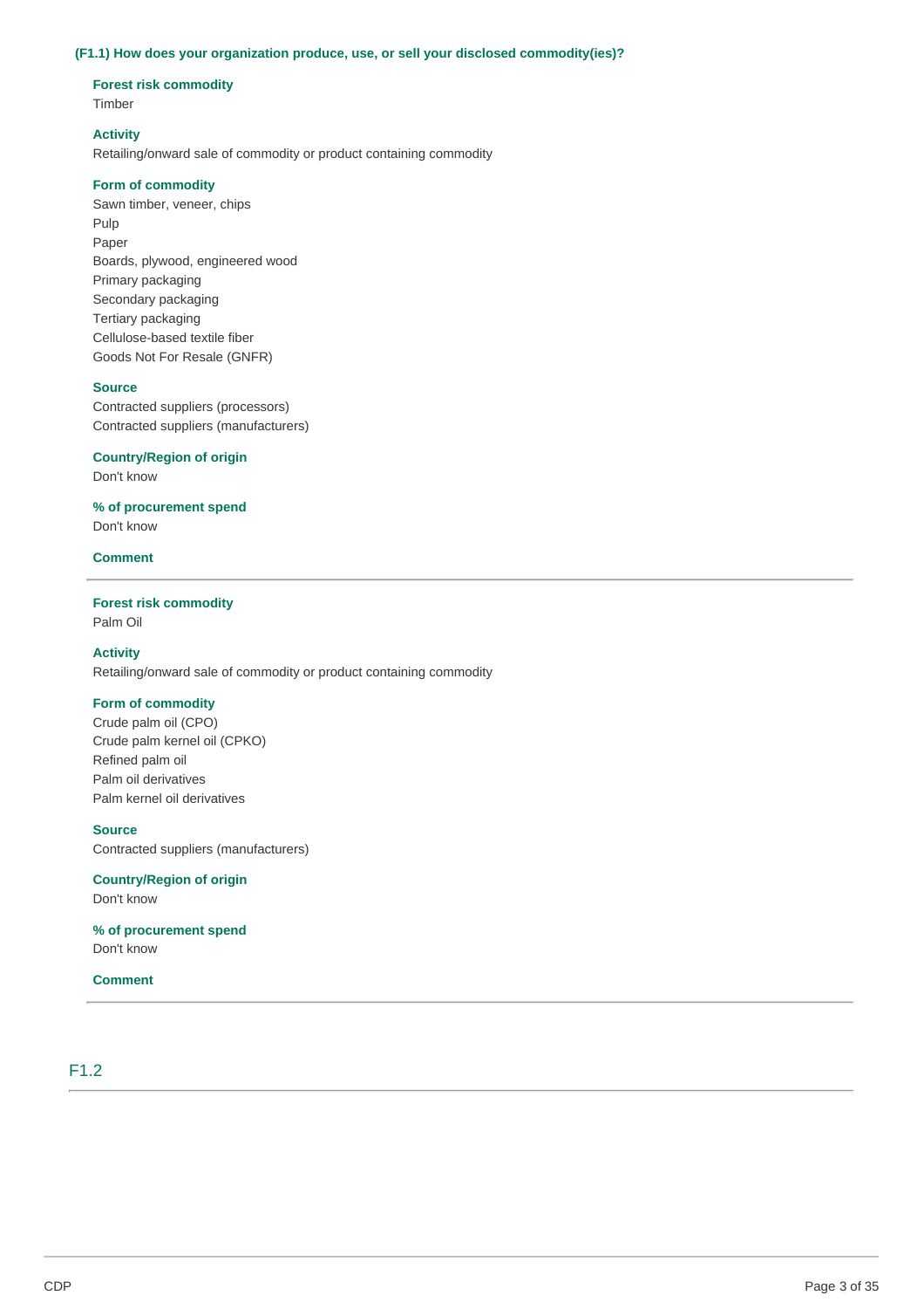**(F1.1) How does your organization produce, use, or sell your disclosed commodity(ies)?**

**Forest risk commodity**
Timber

**Activity**
Retailing/onward sale of commodity or product containing commodity

**Form of commodity**
Sawn timber, veneer, chips
Pulp
Paper
Boards, plywood, engineered wood
Primary packaging
Secondary packaging
Tertiary packaging
Cellulose-based textile fiber
Goods Not For Resale (GNFR)

**Source**
Contracted suppliers (processors)
Contracted suppliers (manufacturers)

**Country/Region of origin**
Don't know

**% of procurement spend**
Don't know

**Comment**

---

**Forest risk commodity**
Palm Oil

**Activity**
Retailing/onward sale of commodity or product containing commodity

**Form of commodity**
Crude palm oil (CPO)
Crude palm kernel oil (CPKO)
Refined palm oil
Palm oil derivatives
Palm kernel oil derivatives

**Source**
Contracted suppliers (manufacturers)

**Country/Region of origin**
Don't know

**% of procurement spend**
Don't know

**Comment**

---

## F1.2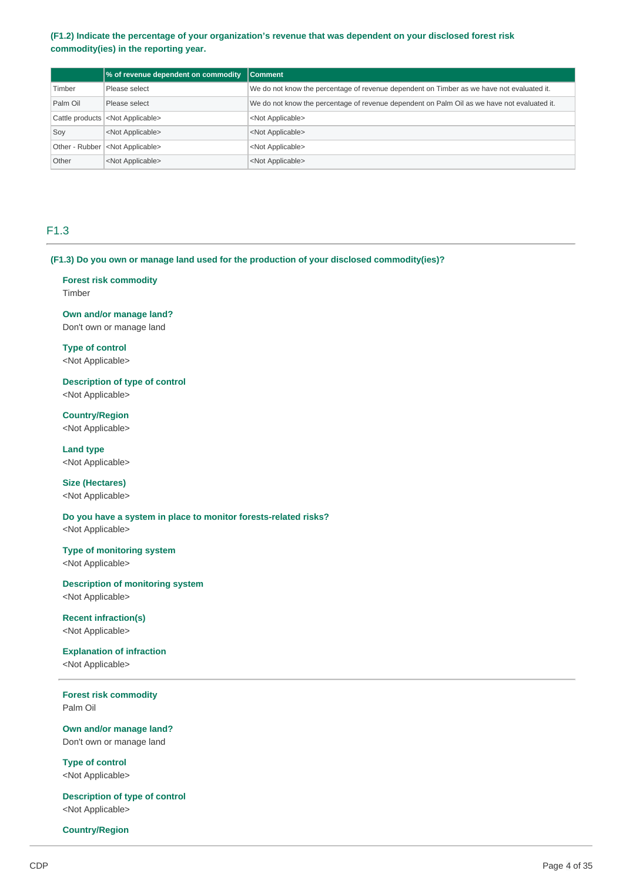**(F1.2) Indicate the percentage of your organization's revenue that was dependent on your disclosed forest risk commodity(ies) in the reporting year.**

| | % of revenue dependent on commodity | Comment |
|---|---|---|
| Timber | Please select | We do not know the percentage of revenue dependent on Timber as we have not evaluated it. |
| Palm Oil | Please select | We do not know the percentage of revenue dependent on Palm Oil as we have not evaluated it. |
| Cattle products | <Not Applicable> | <Not Applicable> |
| Soy | <Not Applicable> | <Not Applicable> |
| Other - Rubber | <Not Applicable> | <Not Applicable> |
| Other | <Not Applicable> | <Not Applicable> |

## F1.3

**(F1.3) Do you own or manage land used for the production of your disclosed commodity(ies)?**

**Forest risk commodity**
Timber

**Own and/or manage land?**
Don't own or manage land

**Type of control**
<Not Applicable>

**Description of type of control**
<Not Applicable>

**Country/Region**
<Not Applicable>

**Land type**
<Not Applicable>

**Size (Hectares)**
<Not Applicable>

**Do you have a system in place to monitor forests-related risks?**
<Not Applicable>

**Type of monitoring system**
<Not Applicable>

**Description of monitoring system**
<Not Applicable>

**Recent infraction(s)**
<Not Applicable>

**Explanation of infraction**
<Not Applicable>

---

**Forest risk commodity**
Palm Oil

**Own and/or manage land?**
Don't own or manage land

**Type of control**
<Not Applicable>

**Description of type of control**
<Not Applicable>

**Country/Region**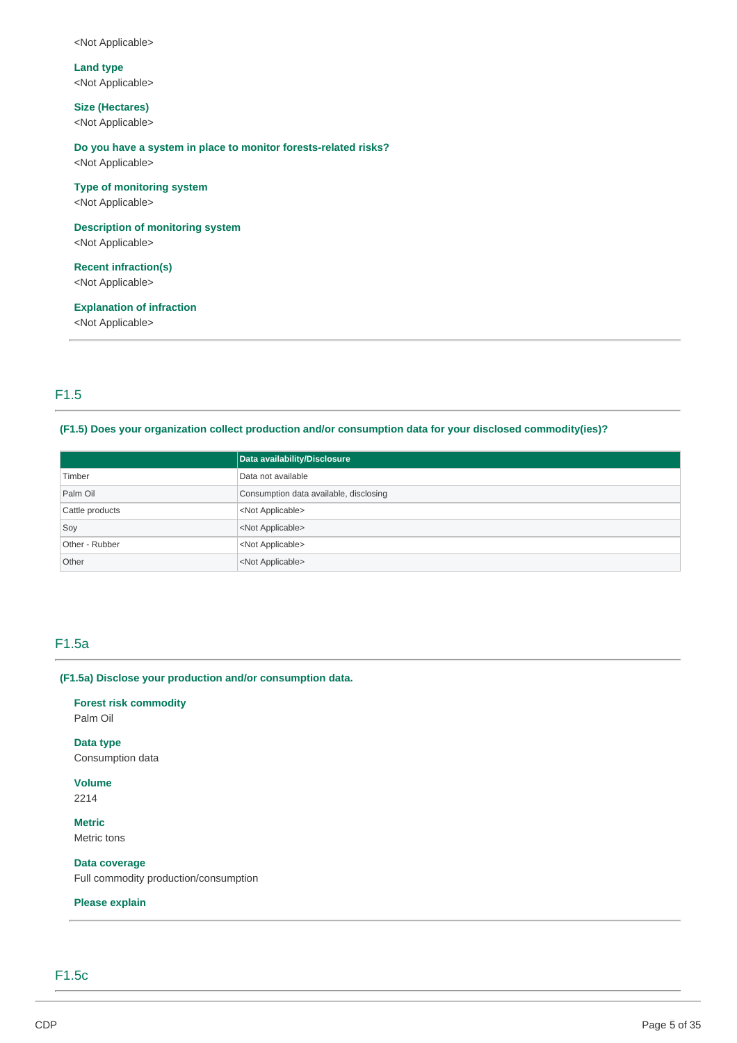<Not Applicable>

**Land type**
<Not Applicable>

**Size (Hectares)**
<Not Applicable>

**Do you have a system in place to monitor forests-related risks?**
<Not Applicable>

**Type of monitoring system**
<Not Applicable>

**Description of monitoring system**
<Not Applicable>

**Recent infraction(s)**
<Not Applicable>

**Explanation of infraction**
<Not Applicable>

---

## F1.5

**(F1.5) Does your organization collect production and/or consumption data for your disclosed commodity(ies)?**

| | Data availability/Disclosure |
|---|---|
| Timber | Data not available |
| Palm Oil | Consumption data available, disclosing |
| Cattle products | <Not Applicable> |
| Soy | <Not Applicable> |
| Other - Rubber | <Not Applicable> |
| Other | <Not Applicable> |

## F1.5a

**(F1.5a) Disclose your production and/or consumption data.**

**Forest risk commodity**
Palm Oil

**Data type**
Consumption data

**Volume**
2214

**Metric**
Metric tons

**Data coverage**
Full commodity production/consumption

**Please explain**

---

## F1.5c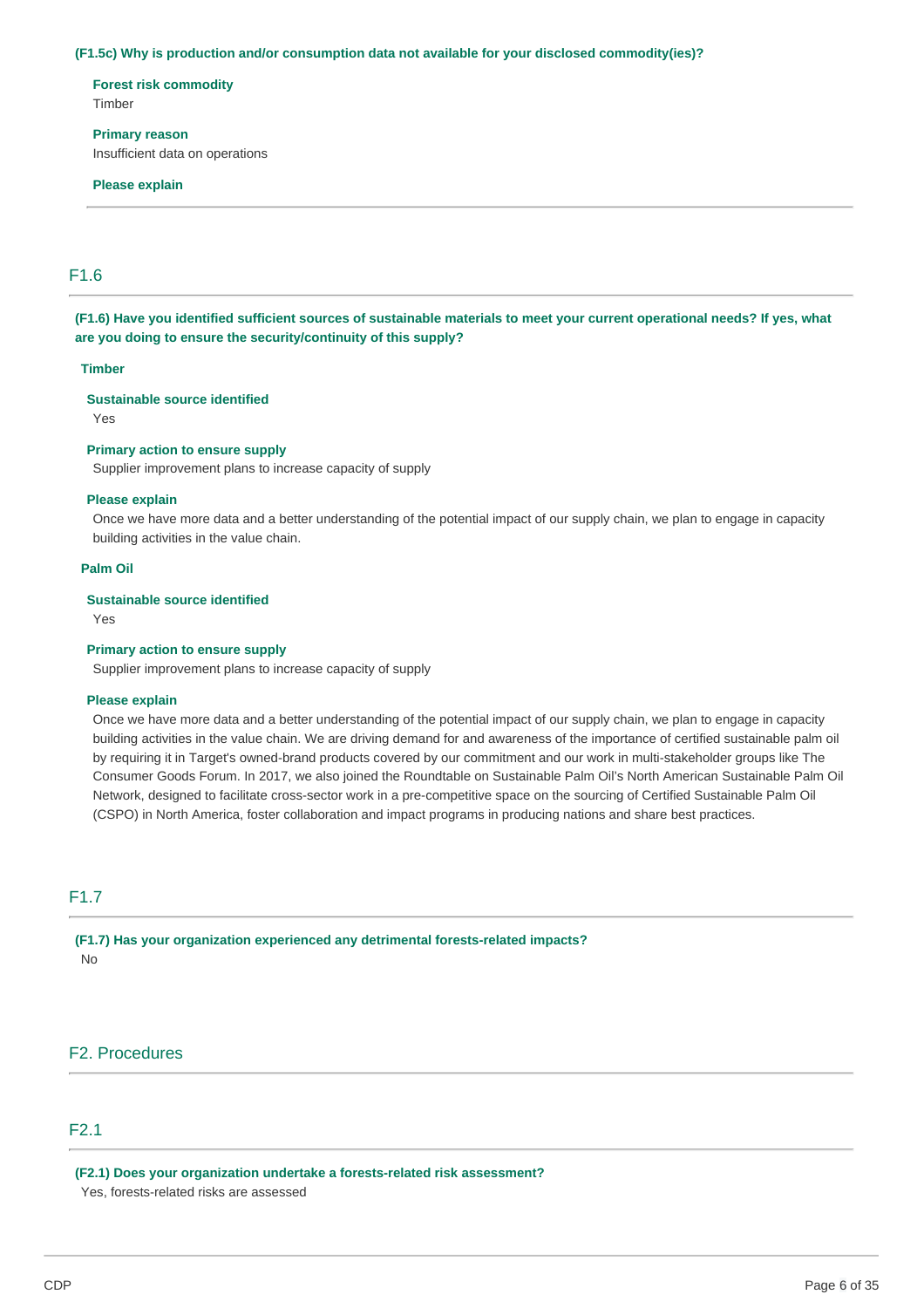**(F1.5c) Why is production and/or consumption data not available for your disclosed commodity(ies)?**

**Forest risk commodity**
Timber

**Primary reason**
Insufficient data on operations

**Please explain**

## F1.6

**(F1.6) Have you identified sufficient sources of sustainable materials to meet your current operational needs? If yes, what are you doing to ensure the security/continuity of this supply?**

**Timber**

**Sustainable source identified**
Yes

**Primary action to ensure supply**
Supplier improvement plans to increase capacity of supply

**Please explain**
Once we have more data and a better understanding of the potential impact of our supply chain, we plan to engage in capacity building activities in the value chain.

**Palm Oil**

**Sustainable source identified**
Yes

**Primary action to ensure supply**
Supplier improvement plans to increase capacity of supply

**Please explain**
Once we have more data and a better understanding of the potential impact of our supply chain, we plan to engage in capacity building activities in the value chain. We are driving demand for and awareness of the importance of certified sustainable palm oil by requiring it in Target's owned-brand products covered by our commitment and our work in multi-stakeholder groups like The Consumer Goods Forum. In 2017, we also joined the Roundtable on Sustainable Palm Oil's North American Sustainable Palm Oil Network, designed to facilitate cross-sector work in a pre-competitive space on the sourcing of Certified Sustainable Palm Oil (CSPO) in North America, foster collaboration and impact programs in producing nations and share best practices.

## F1.7

**(F1.7) Has your organization experienced any detrimental forests-related impacts?**
No

# F2. Procedures

## F2.1

**(F2.1) Does your organization undertake a forests-related risk assessment?**
Yes, forests-related risks are assessed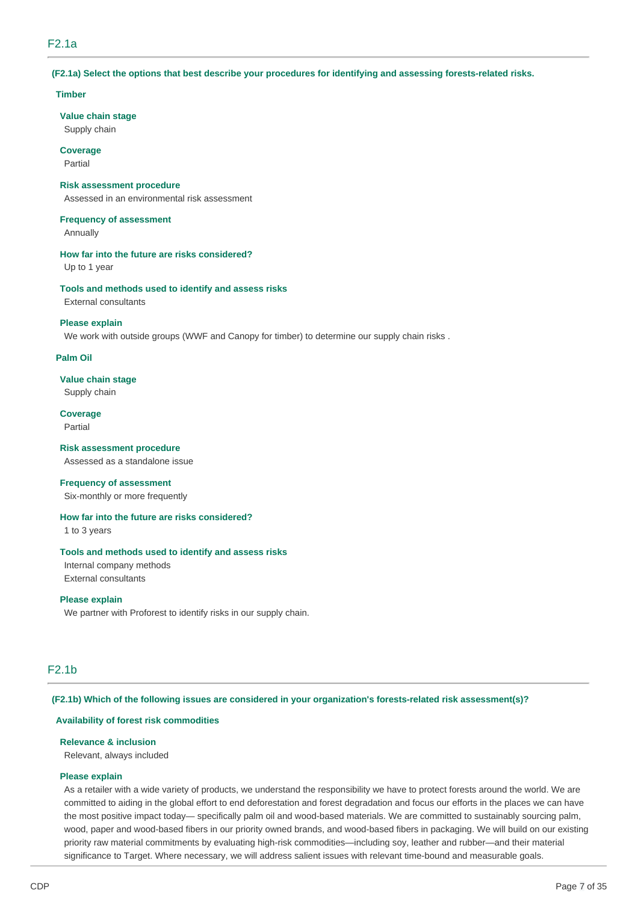## F2.1a

**(F2.1a) Select the options that best describe your procedures for identifying and assessing forests-related risks.**

### Timber

**Value chain stage**
Supply chain

**Coverage**
Partial

**Risk assessment procedure**
Assessed in an environmental risk assessment

**Frequency of assessment**
Annually

**How far into the future are risks considered?**
Up to 1 year

**Tools and methods used to identify and assess risks**
External consultants

**Please explain**
We work with outside groups (WWF and Canopy for timber) to determine our supply chain risks .

### Palm Oil

**Value chain stage**
Supply chain

**Coverage**
Partial

**Risk assessment procedure**
Assessed as a standalone issue

**Frequency of assessment**
Six-monthly or more frequently

**How far into the future are risks considered?**
1 to 3 years

**Tools and methods used to identify and assess risks**
Internal company methods
External consultants

**Please explain**
We partner with Proforest to identify risks in our supply chain.

## F2.1b

**(F2.1b) Which of the following issues are considered in your organization's forests-related risk assessment(s)?**

### Availability of forest risk commodities

**Relevance & inclusion**
Relevant, always included

**Please explain**
As a retailer with a wide variety of products, we understand the responsibility we have to protect forests around the world. We are committed to aiding in the global effort to end deforestation and forest degradation and focus our efforts in the places we can have the most positive impact today— specifically palm oil and wood-based materials. We are committed to sustainably sourcing palm, wood, paper and wood-based fibers in our priority owned brands, and wood-based fibers in packaging. We will build on our existing priority raw material commitments by evaluating high-risk commodities—including soy, leather and rubber—and their material significance to Target. Where necessary, we will address salient issues with relevant time-bound and measurable goals.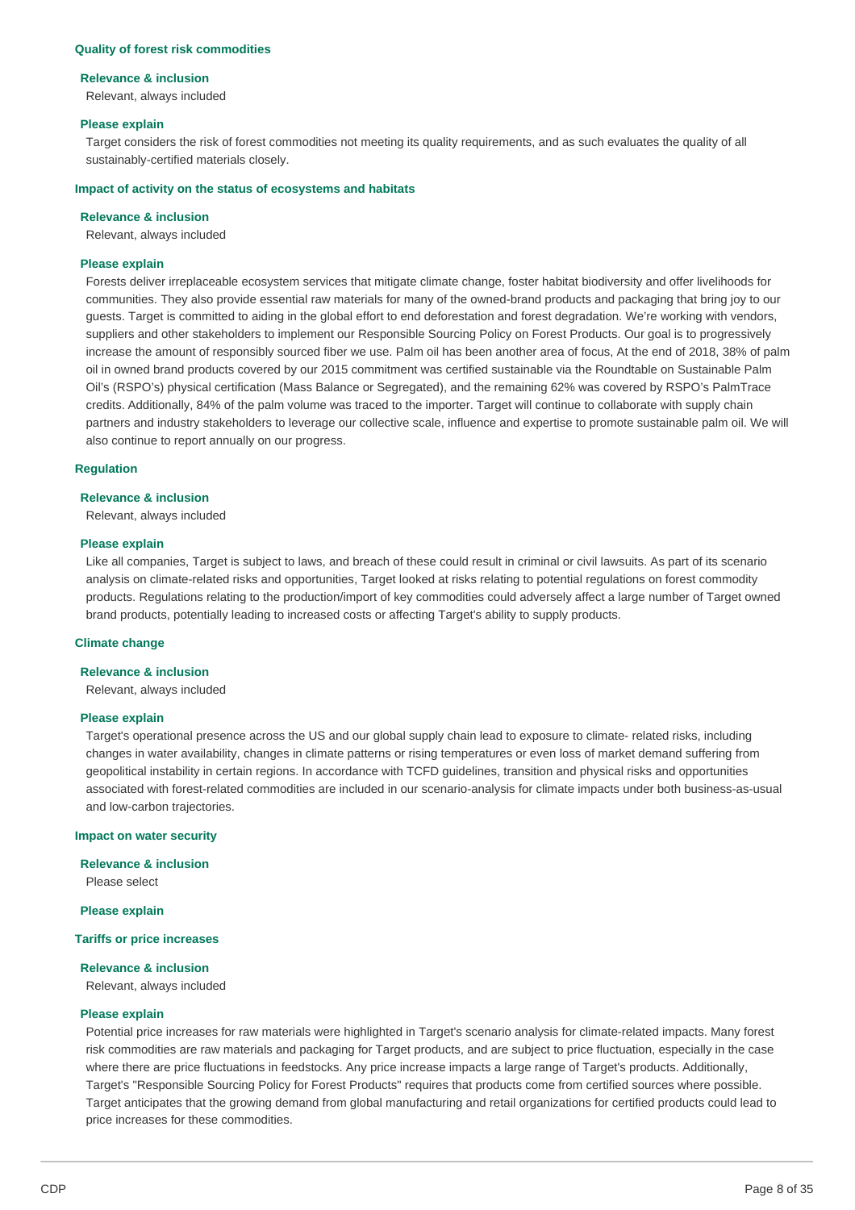### Quality of forest risk commodities

**Relevance & inclusion**

Relevant, always included

**Please explain**

Target considers the risk of forest commodities not meeting its quality requirements, and as such evaluates the quality of all sustainably-certified materials closely.

### Impact of activity on the status of ecosystems and habitats

**Relevance & inclusion**

Relevant, always included

**Please explain**

Forests deliver irreplaceable ecosystem services that mitigate climate change, foster habitat biodiversity and offer livelihoods for communities. They also provide essential raw materials for many of the owned-brand products and packaging that bring joy to our guests. Target is committed to aiding in the global effort to end deforestation and forest degradation. We're working with vendors, suppliers and other stakeholders to implement our Responsible Sourcing Policy on Forest Products. Our goal is to progressively increase the amount of responsibly sourced fiber we use. Palm oil has been another area of focus, At the end of 2018, 38% of palm oil in owned brand products covered by our 2015 commitment was certified sustainable via the Roundtable on Sustainable Palm Oil's (RSPO's) physical certification (Mass Balance or Segregated), and the remaining 62% was covered by RSPO's PalmTrace credits. Additionally, 84% of the palm volume was traced to the importer. Target will continue to collaborate with supply chain partners and industry stakeholders to leverage our collective scale, influence and expertise to promote sustainable palm oil. We will also continue to report annually on our progress.

### Regulation

**Relevance & inclusion**

Relevant, always included

**Please explain**

Like all companies, Target is subject to laws, and breach of these could result in criminal or civil lawsuits. As part of its scenario analysis on climate-related risks and opportunities, Target looked at risks relating to potential regulations on forest commodity products. Regulations relating to the production/import of key commodities could adversely affect a large number of Target owned brand products, potentially leading to increased costs or affecting Target's ability to supply products.

### Climate change

**Relevance & inclusion**

Relevant, always included

**Please explain**

Target's operational presence across the US and our global supply chain lead to exposure to climate- related risks, including changes in water availability, changes in climate patterns or rising temperatures or even loss of market demand suffering from geopolitical instability in certain regions. In accordance with TCFD guidelines, transition and physical risks and opportunities associated with forest-related commodities are included in our scenario-analysis for climate impacts under both business-as-usual and low-carbon trajectories.

### Impact on water security

**Relevance & inclusion**

Please select

**Please explain**

### Tariffs or price increases

**Relevance & inclusion**

Relevant, always included

**Please explain**

Potential price increases for raw materials were highlighted in Target's scenario analysis for climate-related impacts. Many forest risk commodities are raw materials and packaging for Target products, and are subject to price fluctuation, especially in the case where there are price fluctuations in feedstocks. Any price increase impacts a large range of Target's products. Additionally, Target's "Responsible Sourcing Policy for Forest Products" requires that products come from certified sources where possible. Target anticipates that the growing demand from global manufacturing and retail organizations for certified products could lead to price increases for these commodities.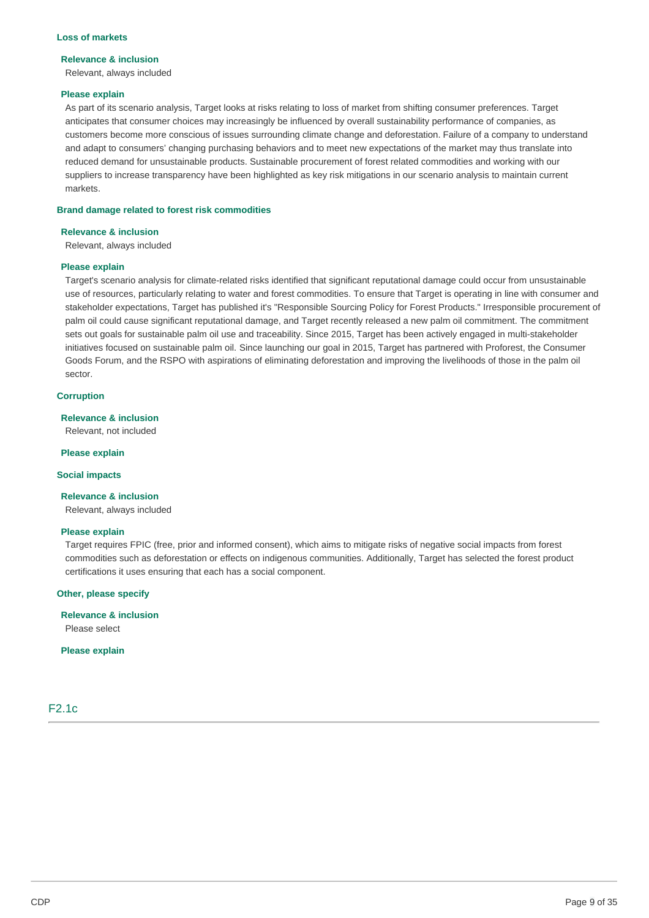**Loss of markets**

**Relevance & inclusion**

Relevant, always included

**Please explain**

As part of its scenario analysis, Target looks at risks relating to loss of market from shifting consumer preferences. Target anticipates that consumer choices may increasingly be influenced by overall sustainability performance of companies, as customers become more conscious of issues surrounding climate change and deforestation. Failure of a company to understand and adapt to consumers' changing purchasing behaviors and to meet new expectations of the market may thus translate into reduced demand for unsustainable products. Sustainable procurement of forest related commodities and working with our suppliers to increase transparency have been highlighted as key risk mitigations in our scenario analysis to maintain current markets.

**Brand damage related to forest risk commodities**

**Relevance & inclusion**

Relevant, always included

**Please explain**

Target's scenario analysis for climate-related risks identified that significant reputational damage could occur from unsustainable use of resources, particularly relating to water and forest commodities. To ensure that Target is operating in line with consumer and stakeholder expectations, Target has published it's "Responsible Sourcing Policy for Forest Products." Irresponsible procurement of palm oil could cause significant reputational damage, and Target recently released a new palm oil commitment. The commitment sets out goals for sustainable palm oil use and traceability. Since 2015, Target has been actively engaged in multi-stakeholder initiatives focused on sustainable palm oil. Since launching our goal in 2015, Target has partnered with Proforest, the Consumer Goods Forum, and the RSPO with aspirations of eliminating deforestation and improving the livelihoods of those in the palm oil sector.

**Corruption**

**Relevance & inclusion**

Relevant, not included

**Please explain**

**Social impacts**

**Relevance & inclusion**

Relevant, always included

**Please explain**

Target requires FPIC (free, prior and informed consent), which aims to mitigate risks of negative social impacts from forest commodities such as deforestation or effects on indigenous communities. Additionally, Target has selected the forest product certifications it uses ensuring that each has a social component.

**Other, please specify**

**Relevance & inclusion**

Please select

**Please explain**

## F2.1c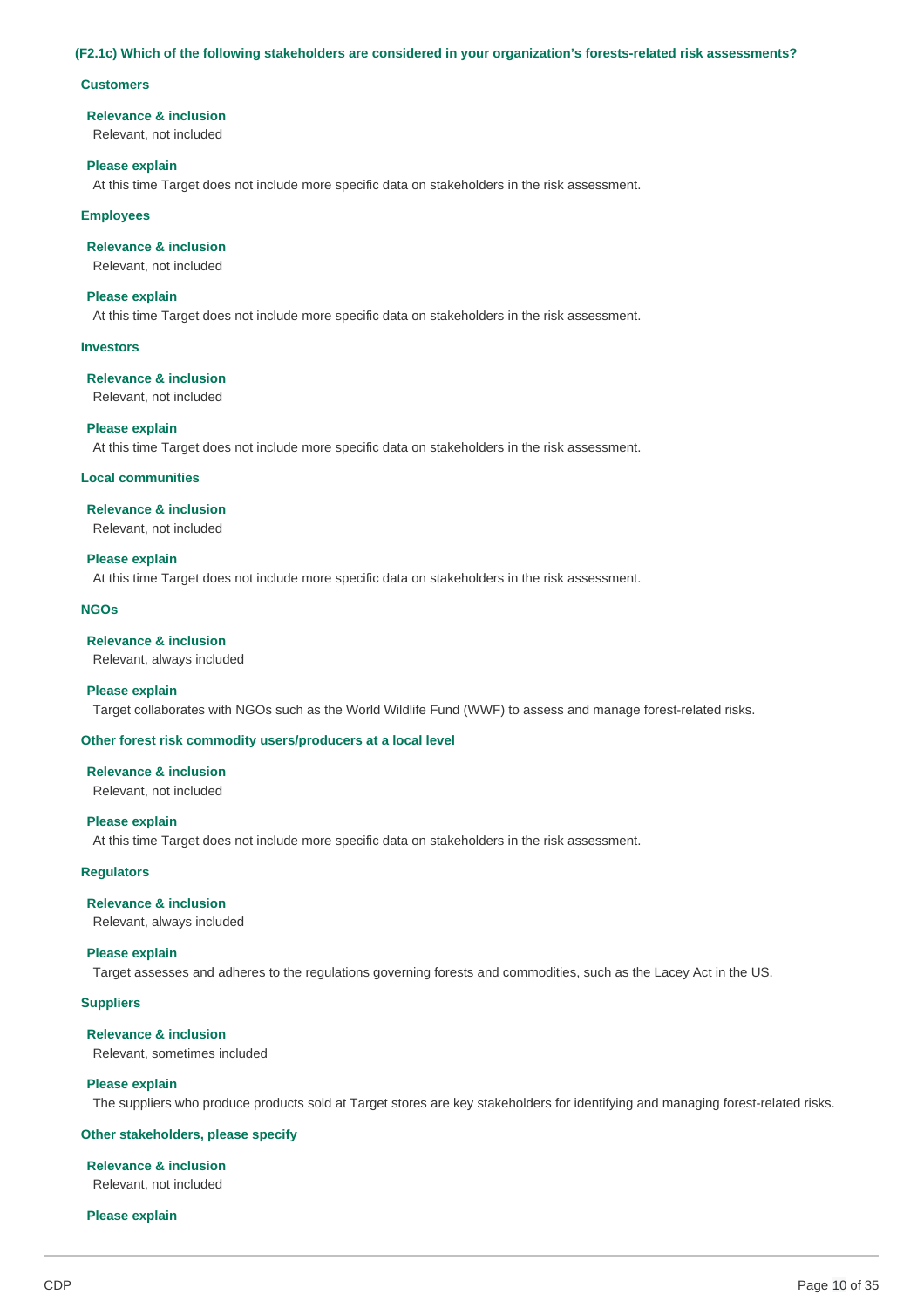**(F2.1c) Which of the following stakeholders are considered in your organization's forests-related risk assessments?**

**Customers**

**Relevance & inclusion**
Relevant, not included

**Please explain**
At this time Target does not include more specific data on stakeholders in the risk assessment.

**Employees**

**Relevance & inclusion**
Relevant, not included

**Please explain**
At this time Target does not include more specific data on stakeholders in the risk assessment.

**Investors**

**Relevance & inclusion**
Relevant, not included

**Please explain**
At this time Target does not include more specific data on stakeholders in the risk assessment.

**Local communities**

**Relevance & inclusion**
Relevant, not included

**Please explain**
At this time Target does not include more specific data on stakeholders in the risk assessment.

**NGOs**

**Relevance & inclusion**
Relevant, always included

**Please explain**
Target collaborates with NGOs such as the World Wildlife Fund (WWF) to assess and manage forest-related risks.

**Other forest risk commodity users/producers at a local level**

**Relevance & inclusion**
Relevant, not included

**Please explain**
At this time Target does not include more specific data on stakeholders in the risk assessment.

**Regulators**

**Relevance & inclusion**
Relevant, always included

**Please explain**
Target assesses and adheres to the regulations governing forests and commodities, such as the Lacey Act in the US.

**Suppliers**

**Relevance & inclusion**
Relevant, sometimes included

**Please explain**
The suppliers who produce products sold at Target stores are key stakeholders for identifying and managing forest-related risks.

**Other stakeholders, please specify**

**Relevance & inclusion**
Relevant, not included

**Please explain**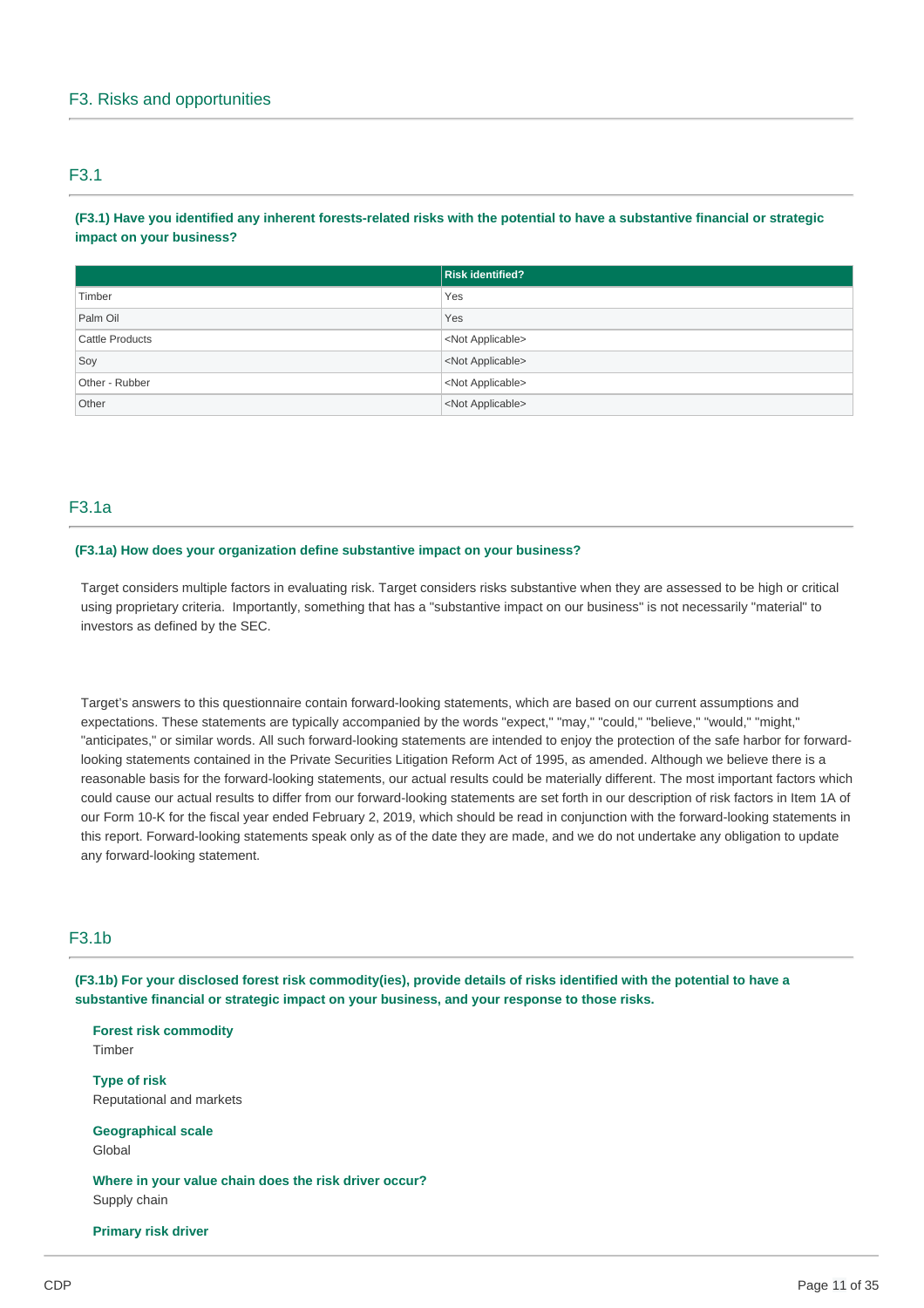## F3. Risks and opportunities

### F3.1

**(F3.1) Have you identified any inherent forests-related risks with the potential to have a substantive financial or strategic impact on your business?**

| | Risk identified? |
|---|---|
| Timber | Yes |
| Palm Oil | Yes |
| Cattle Products | <Not Applicable> |
| Soy | <Not Applicable> |
| Other - Rubber | <Not Applicable> |
| Other | <Not Applicable> |

### F3.1a

**(F3.1a) How does your organization define substantive impact on your business?**

Target considers multiple factors in evaluating risk. Target considers risks substantive when they are assessed to be high or critical using proprietary criteria. Importantly, something that has a "substantive impact on our business" is not necessarily "material" to investors as defined by the SEC.

Target's answers to this questionnaire contain forward-looking statements, which are based on our current assumptions and expectations. These statements are typically accompanied by the words "expect," "may," "could," "believe," "would," "might," "anticipates," or similar words. All such forward-looking statements are intended to enjoy the protection of the safe harbor for forward-looking statements contained in the Private Securities Litigation Reform Act of 1995, as amended. Although we believe there is a reasonable basis for the forward-looking statements, our actual results could be materially different. The most important factors which could cause our actual results to differ from our forward-looking statements are set forth in our description of risk factors in Item 1A of our Form 10-K for the fiscal year ended February 2, 2019, which should be read in conjunction with the forward-looking statements in this report. Forward-looking statements speak only as of the date they are made, and we do not undertake any obligation to update any forward-looking statement.

### F3.1b

**(F3.1b) For your disclosed forest risk commodity(ies), provide details of risks identified with the potential to have a substantive financial or strategic impact on your business, and your response to those risks.**

**Forest risk commodity**
Timber

**Type of risk**
Reputational and markets

**Geographical scale**
Global

**Where in your value chain does the risk driver occur?**
Supply chain

**Primary risk driver**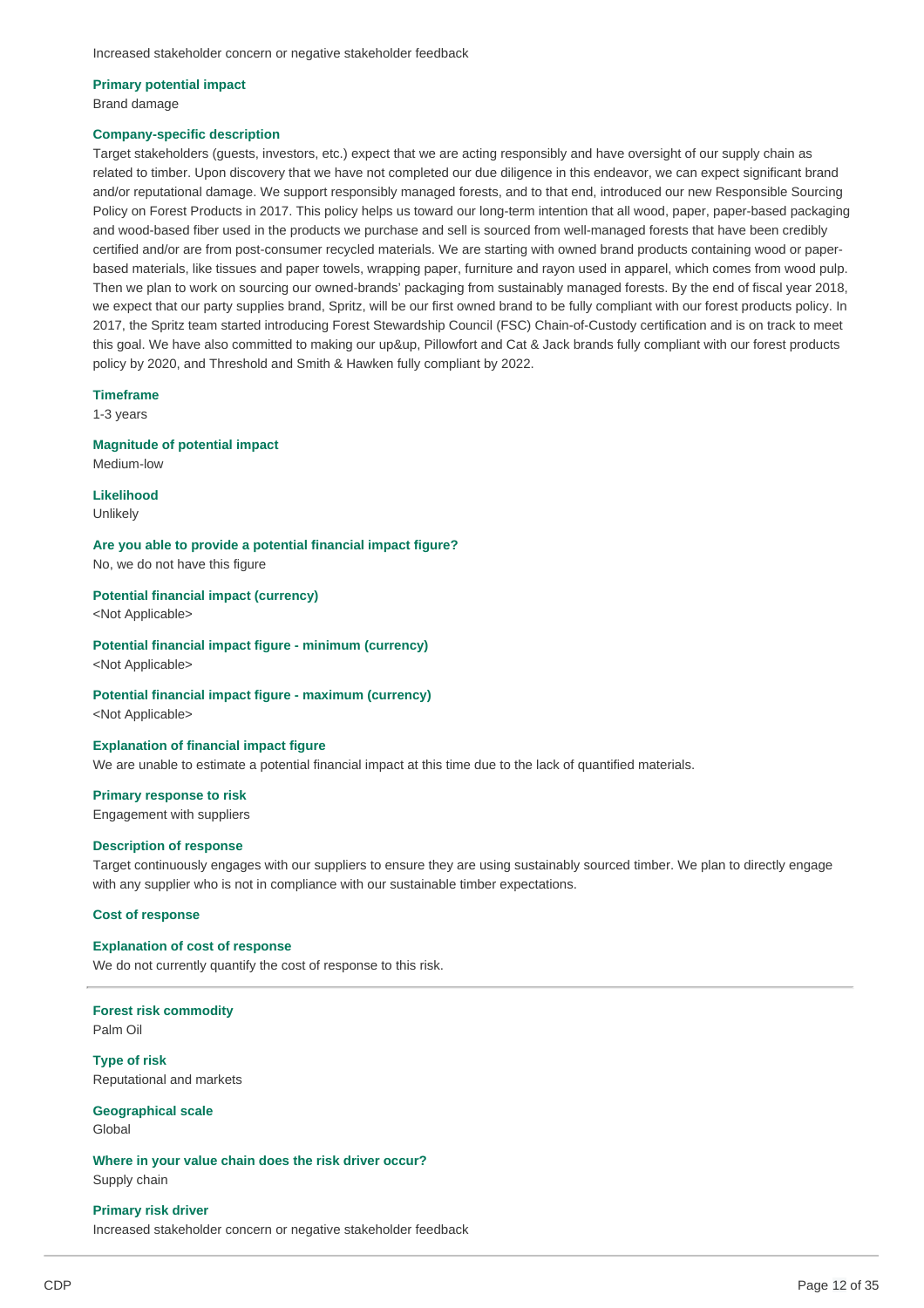Increased stakeholder concern or negative stakeholder feedback

**Primary potential impact**

Brand damage

**Company-specific description**

Target stakeholders (guests, investors, etc.) expect that we are acting responsibly and have oversight of our supply chain as related to timber. Upon discovery that we have not completed our due diligence in this endeavor, we can expect significant brand and/or reputational damage. We support responsibly managed forests, and to that end, introduced our new Responsible Sourcing Policy on Forest Products in 2017. This policy helps us toward our long-term intention that all wood, paper, paper-based packaging and wood-based fiber used in the products we purchase and sell is sourced from well-managed forests that have been credibly certified and/or are from post-consumer recycled materials. We are starting with owned brand products containing wood or paper-based materials, like tissues and paper towels, wrapping paper, furniture and rayon used in apparel, which comes from wood pulp. Then we plan to work on sourcing our owned-brands' packaging from sustainably managed forests. By the end of fiscal year 2018, we expect that our party supplies brand, Spritz, will be our first owned brand to be fully compliant with our forest products policy. In 2017, the Spritz team started introducing Forest Stewardship Council (FSC) Chain-of-Custody certification and is on track to meet this goal. We have also committed to making our up&up, Pillowfort and Cat & Jack brands fully compliant with our forest products policy by 2020, and Threshold and Smith & Hawken fully compliant by 2022.

**Timeframe**

1-3 years

**Magnitude of potential impact**

Medium-low

**Likelihood**

Unlikely

**Are you able to provide a potential financial impact figure?**

No, we do not have this figure

**Potential financial impact (currency)**

<Not Applicable>

**Potential financial impact figure - minimum (currency)**

<Not Applicable>

**Potential financial impact figure - maximum (currency)**

<Not Applicable>

**Explanation of financial impact figure**

We are unable to estimate a potential financial impact at this time due to the lack of quantified materials.

**Primary response to risk**

Engagement with suppliers

**Description of response**

Target continuously engages with our suppliers to ensure they are using sustainably sourced timber. We plan to directly engage with any supplier who is not in compliance with our sustainable timber expectations.

**Cost of response**

**Explanation of cost of response**

We do not currently quantify the cost of response to this risk.

---

**Forest risk commodity**

Palm Oil

**Type of risk**

Reputational and markets

**Geographical scale**

Global

**Where in your value chain does the risk driver occur?**

Supply chain

**Primary risk driver**

Increased stakeholder concern or negative stakeholder feedback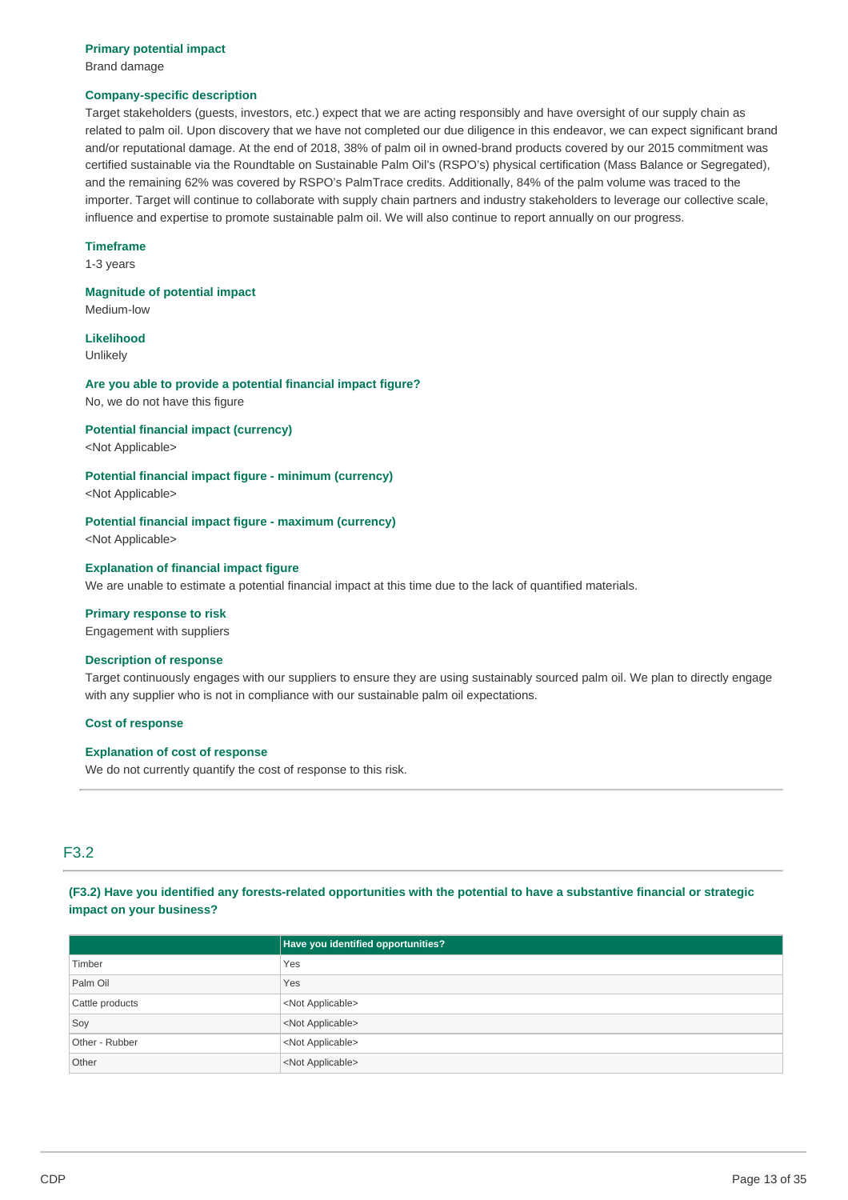**Primary potential impact**
Brand damage

**Company-specific description**
Target stakeholders (guests, investors, etc.) expect that we are acting responsibly and have oversight of our supply chain as related to palm oil. Upon discovery that we have not completed our due diligence in this endeavor, we can expect significant brand and/or reputational damage. At the end of 2018, 38% of palm oil in owned-brand products covered by our 2015 commitment was certified sustainable via the Roundtable on Sustainable Palm Oil's (RSPO's) physical certification (Mass Balance or Segregated), and the remaining 62% was covered by RSPO's PalmTrace credits. Additionally, 84% of the palm volume was traced to the importer. Target will continue to collaborate with supply chain partners and industry stakeholders to leverage our collective scale, influence and expertise to promote sustainable palm oil. We will also continue to report annually on our progress.

**Timeframe**
1-3 years

**Magnitude of potential impact**
Medium-low

**Likelihood**
Unlikely

**Are you able to provide a potential financial impact figure?**
No, we do not have this figure

**Potential financial impact (currency)**
<Not Applicable>

**Potential financial impact figure - minimum (currency)**
<Not Applicable>

**Potential financial impact figure - maximum (currency)**
<Not Applicable>

**Explanation of financial impact figure**
We are unable to estimate a potential financial impact at this time due to the lack of quantified materials.

**Primary response to risk**
Engagement with suppliers

**Description of response**
Target continuously engages with our suppliers to ensure they are using sustainably sourced palm oil. We plan to directly engage with any supplier who is not in compliance with our sustainable palm oil expectations.

**Cost of response**

**Explanation of cost of response**
We do not currently quantify the cost of response to this risk.

## F3.2

**(F3.2) Have you identified any forests-related opportunities with the potential to have a substantive financial or strategic impact on your business?**

| | Have you identified opportunities? |
|---|---|
| Timber | Yes |
| Palm Oil | Yes |
| Cattle products | <Not Applicable> |
| Soy | <Not Applicable> |
| Other - Rubber | <Not Applicable> |
| Other | <Not Applicable> |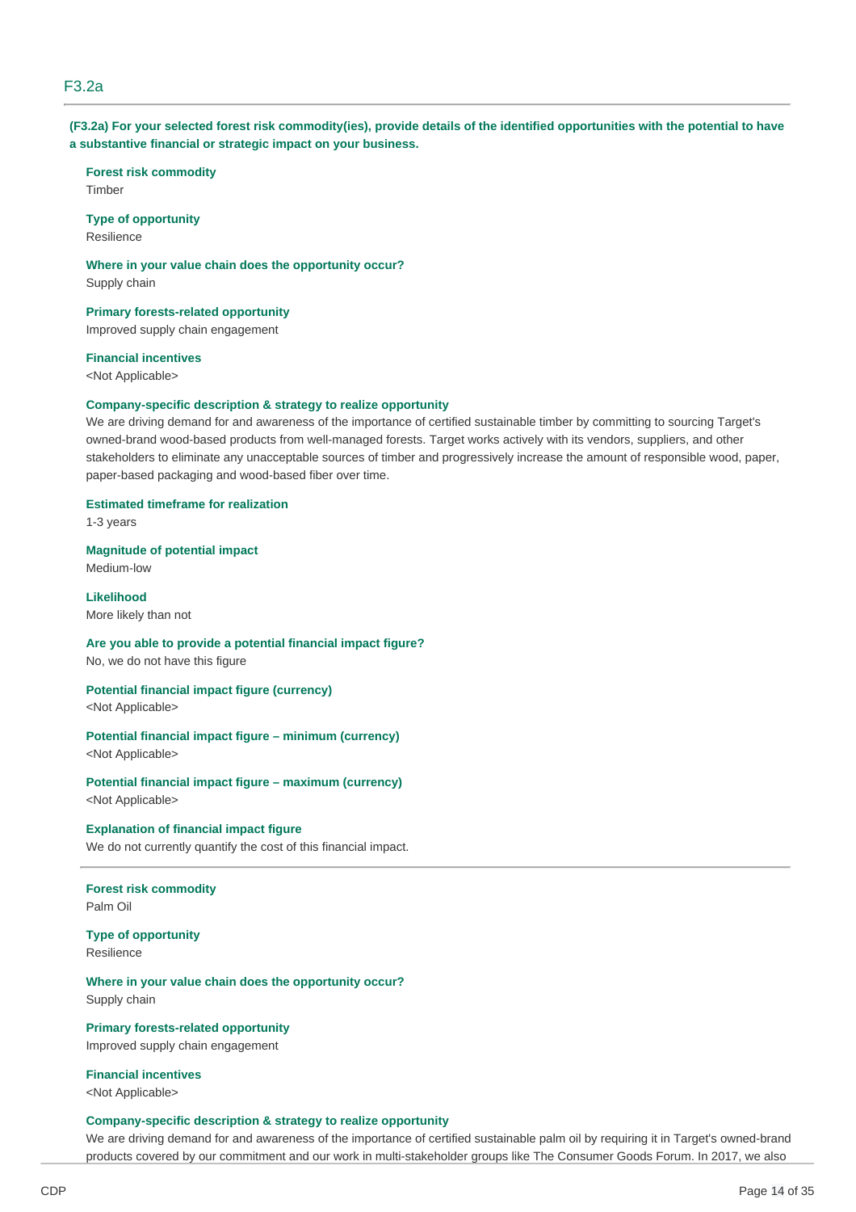## F3.2a

**(F3.2a) For your selected forest risk commodity(ies), provide details of the identified opportunities with the potential to have a substantive financial or strategic impact on your business.**

**Forest risk commodity**
Timber

**Type of opportunity**
Resilience

**Where in your value chain does the opportunity occur?**
Supply chain

**Primary forests-related opportunity**
Improved supply chain engagement

**Financial incentives**
<Not Applicable>

**Company-specific description & strategy to realize opportunity**
We are driving demand for and awareness of the importance of certified sustainable timber by committing to sourcing Target's owned-brand wood-based products from well-managed forests. Target works actively with its vendors, suppliers, and other stakeholders to eliminate any unacceptable sources of timber and progressively increase the amount of responsible wood, paper, paper-based packaging and wood-based fiber over time.

**Estimated timeframe for realization**
1-3 years

**Magnitude of potential impact**
Medium-low

**Likelihood**
More likely than not

**Are you able to provide a potential financial impact figure?**
No, we do not have this figure

**Potential financial impact figure (currency)**
<Not Applicable>

**Potential financial impact figure – minimum (currency)**
<Not Applicable>

**Potential financial impact figure – maximum (currency)**
<Not Applicable>

**Explanation of financial impact figure**
We do not currently quantify the cost of this financial impact.

---

**Forest risk commodity**
Palm Oil

**Type of opportunity**
Resilience

**Where in your value chain does the opportunity occur?**
Supply chain

**Primary forests-related opportunity**
Improved supply chain engagement

**Financial incentives**
<Not Applicable>

**Company-specific description & strategy to realize opportunity**
We are driving demand for and awareness of the importance of certified sustainable palm oil by requiring it in Target's owned-brand products covered by our commitment and our work in multi-stakeholder groups like The Consumer Goods Forum. In 2017, we also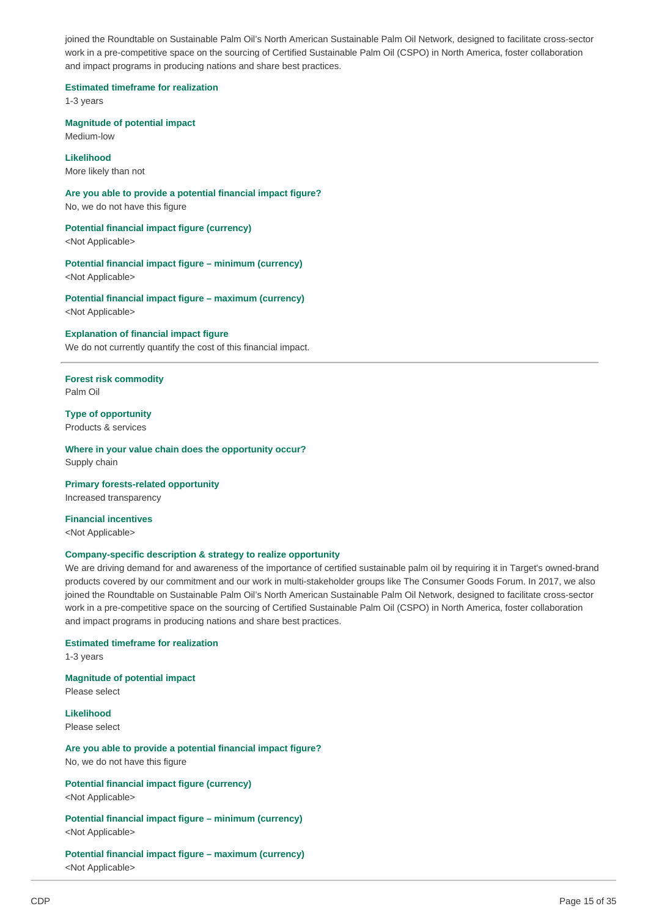joined the Roundtable on Sustainable Palm Oil's North American Sustainable Palm Oil Network, designed to facilitate cross-sector work in a pre-competitive space on the sourcing of Certified Sustainable Palm Oil (CSPO) in North America, foster collaboration and impact programs in producing nations and share best practices.

**Estimated timeframe for realization**
1-3 years

**Magnitude of potential impact**
Medium-low

**Likelihood**
More likely than not

**Are you able to provide a potential financial impact figure?**
No, we do not have this figure

**Potential financial impact figure (currency)**
<Not Applicable>

**Potential financial impact figure – minimum (currency)**
<Not Applicable>

**Potential financial impact figure – maximum (currency)**
<Not Applicable>

**Explanation of financial impact figure**
We do not currently quantify the cost of this financial impact.

---

**Forest risk commodity**
Palm Oil

**Type of opportunity**
Products & services

**Where in your value chain does the opportunity occur?**
Supply chain

**Primary forests-related opportunity**
Increased transparency

**Financial incentives**
<Not Applicable>

**Company-specific description & strategy to realize opportunity**
We are driving demand for and awareness of the importance of certified sustainable palm oil by requiring it in Target's owned-brand products covered by our commitment and our work in multi-stakeholder groups like The Consumer Goods Forum. In 2017, we also joined the Roundtable on Sustainable Palm Oil's North American Sustainable Palm Oil Network, designed to facilitate cross-sector work in a pre-competitive space on the sourcing of Certified Sustainable Palm Oil (CSPO) in North America, foster collaboration and impact programs in producing nations and share best practices.

**Estimated timeframe for realization**
1-3 years

**Magnitude of potential impact**
Please select

**Likelihood**
Please select

**Are you able to provide a potential financial impact figure?**
No, we do not have this figure

**Potential financial impact figure (currency)**
<Not Applicable>

**Potential financial impact figure – minimum (currency)**
<Not Applicable>

**Potential financial impact figure – maximum (currency)**
<Not Applicable>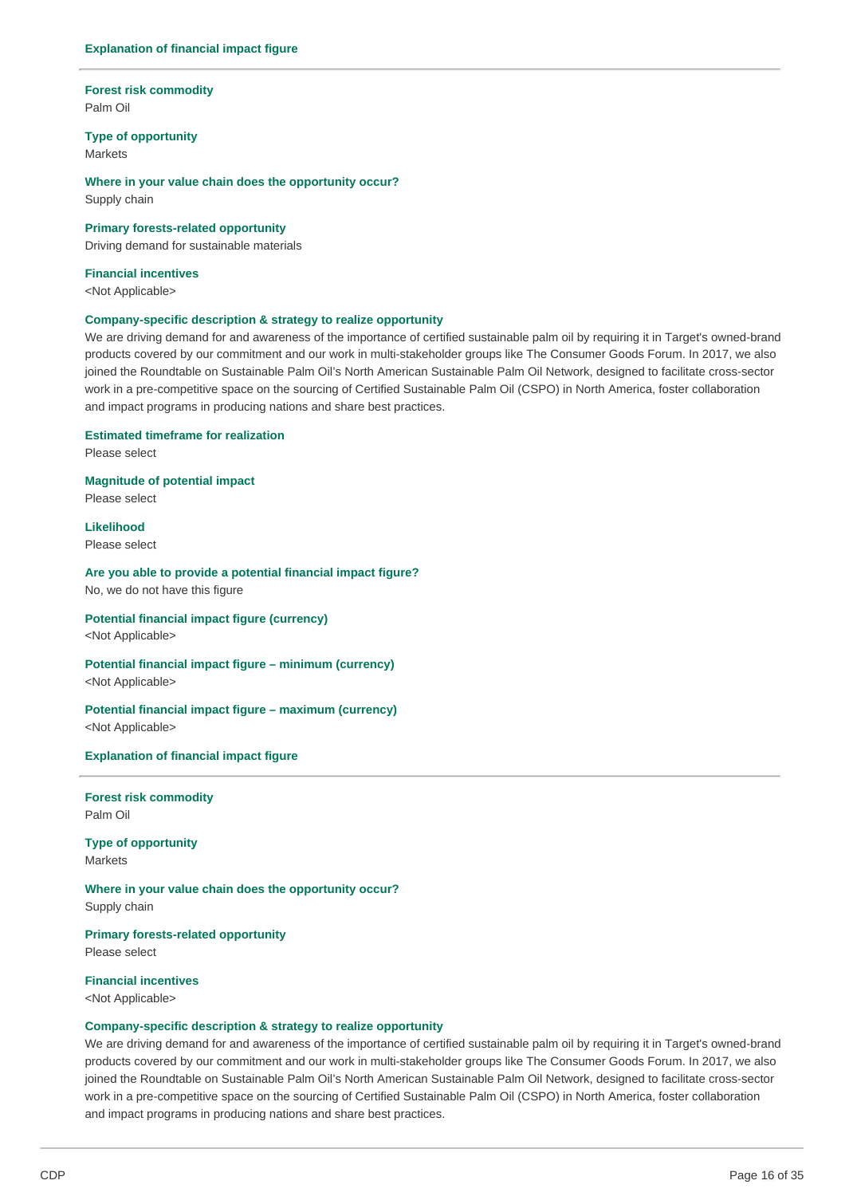**Explanation of financial impact figure**

---

**Forest risk commodity**
Palm Oil

**Type of opportunity**
Markets

**Where in your value chain does the opportunity occur?**
Supply chain

**Primary forests-related opportunity**
Driving demand for sustainable materials

**Financial incentives**
<Not Applicable>

**Company-specific description & strategy to realize opportunity**
We are driving demand for and awareness of the importance of certified sustainable palm oil by requiring it in Target's owned-brand products covered by our commitment and our work in multi-stakeholder groups like The Consumer Goods Forum. In 2017, we also joined the Roundtable on Sustainable Palm Oil's North American Sustainable Palm Oil Network, designed to facilitate cross-sector work in a pre-competitive space on the sourcing of Certified Sustainable Palm Oil (CSPO) in North America, foster collaboration and impact programs in producing nations and share best practices.

**Estimated timeframe for realization**
Please select

**Magnitude of potential impact**
Please select

**Likelihood**
Please select

**Are you able to provide a potential financial impact figure?**
No, we do not have this figure

**Potential financial impact figure (currency)**
<Not Applicable>

**Potential financial impact figure – minimum (currency)**
<Not Applicable>

**Potential financial impact figure – maximum (currency)**
<Not Applicable>

**Explanation of financial impact figure**

---

**Forest risk commodity**
Palm Oil

**Type of opportunity**
Markets

**Where in your value chain does the opportunity occur?**
Supply chain

**Primary forests-related opportunity**
Please select

**Financial incentives**
<Not Applicable>

**Company-specific description & strategy to realize opportunity**
We are driving demand for and awareness of the importance of certified sustainable palm oil by requiring it in Target's owned-brand products covered by our commitment and our work in multi-stakeholder groups like The Consumer Goods Forum. In 2017, we also joined the Roundtable on Sustainable Palm Oil's North American Sustainable Palm Oil Network, designed to facilitate cross-sector work in a pre-competitive space on the sourcing of Certified Sustainable Palm Oil (CSPO) in North America, foster collaboration and impact programs in producing nations and share best practices.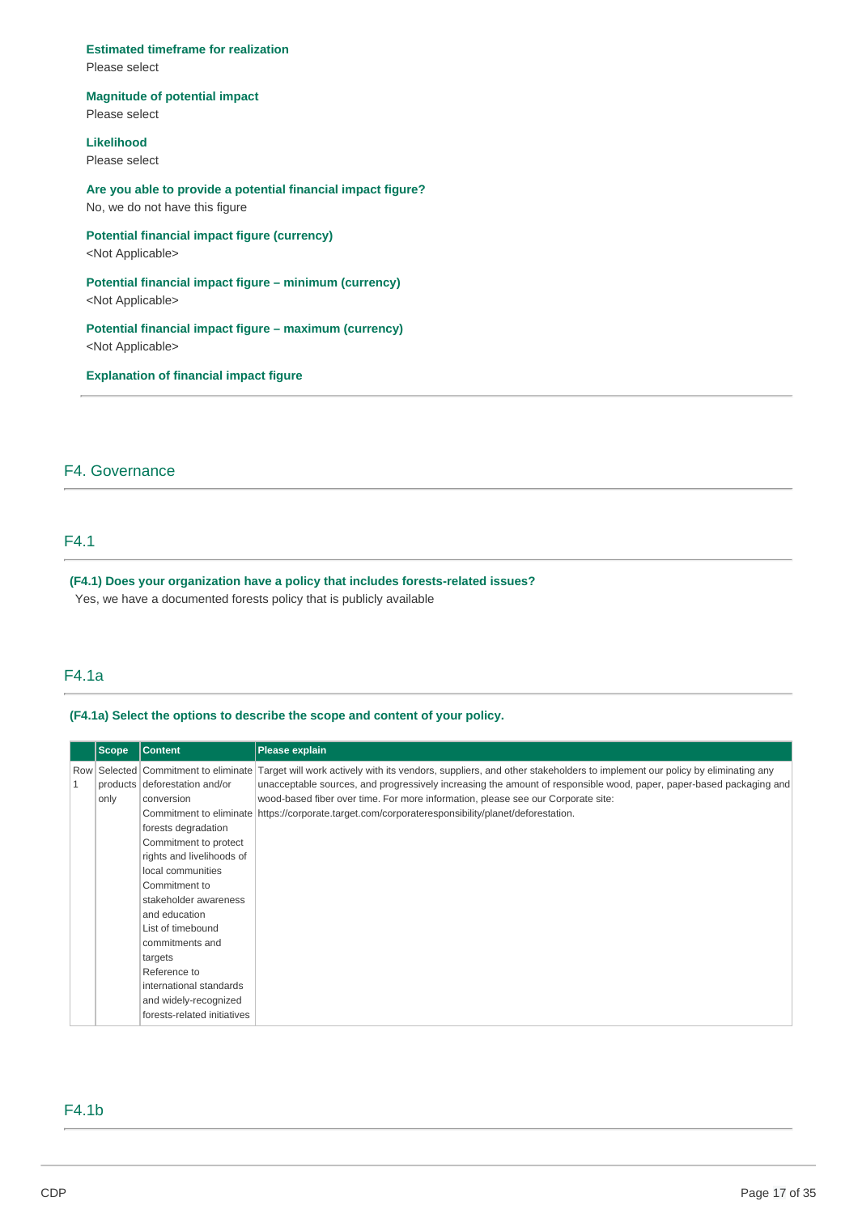**Estimated timeframe for realization**
Please select

**Magnitude of potential impact**
Please select

**Likelihood**
Please select

**Are you able to provide a potential financial impact figure?**
No, we do not have this figure

**Potential financial impact figure (currency)**
<Not Applicable>

**Potential financial impact figure – minimum (currency)**
<Not Applicable>

**Potential financial impact figure – maximum (currency)**
<Not Applicable>

**Explanation of financial impact figure**

## F4. Governance

### F4.1

**(F4.1) Does your organization have a policy that includes forests-related issues?**
Yes, we have a documented forests policy that is publicly available

### F4.1a

**(F4.1a) Select the options to describe the scope and content of your policy.**

| | Scope | Content | Please explain |
|---|---|---|---|
| Row 1 | Selected products only | Commitment to eliminate deforestation and/or conversion<br>Commitment to eliminate forests degradation<br>Commitment to protect rights and livelihoods of local communities<br>Commitment to stakeholder awareness and education<br>List of timebound commitments and targets<br>Reference to international standards and widely-recognized forests-related initiatives | Target will work actively with its vendors, suppliers, and other stakeholders to implement our policy by eliminating any unacceptable sources, and progressively increasing the amount of responsible wood, paper, paper-based packaging and wood-based fiber over time. For more information, please see our Corporate site: https://corporate.target.com/corporateresponsibility/planet/deforestation. |

### F4.1b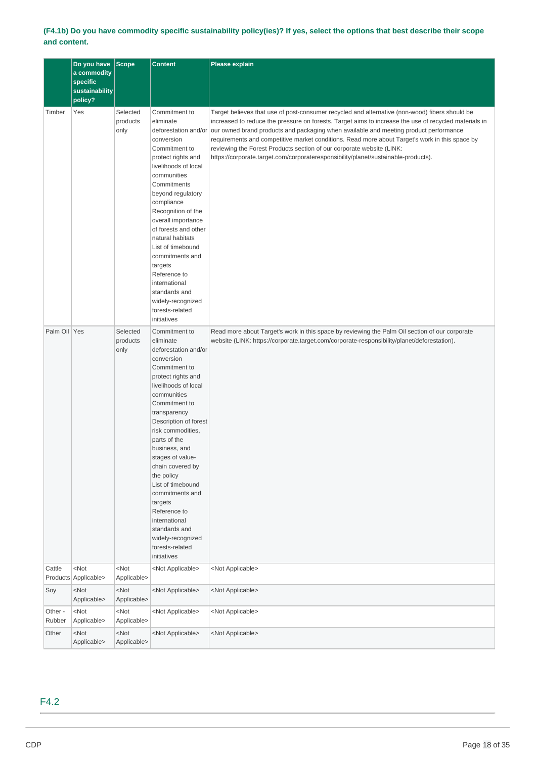**(F4.1b) Do you have commodity specific sustainability policy(ies)? If yes, select the options that best describe their scope and content.**

| | Do you have a commodity specific sustainability policy? | Scope | Content | Please explain |
|---|---|---|---|---|
| Timber | Yes | Selected products only | Commitment to eliminate deforestation and/or conversion<br>Commitment to protect rights and livelihoods of local communities<br>Commitments beyond regulatory compliance<br>Recognition of the overall importance of forests and other natural habitats<br>List of timebound commitments and targets<br>Reference to international standards and widely-recognized forests-related initiatives | Target believes that use of post-consumer recycled and alternative (non-wood) fibers should be increased to reduce the pressure on forests. Target aims to increase the use of recycled materials in our owned brand products and packaging when available and meeting product performance requirements and competitive market conditions. Read more about Target's work in this space by reviewing the Forest Products section of our corporate website (LINK: https://corporate.target.com/corporateresponsibility/planet/sustainable-products). |
| Palm Oil | Yes | Selected products only | Commitment to eliminate deforestation and/or conversion<br>Commitment to protect rights and livelihoods of local communities<br>Commitment to transparency<br>Description of forest risk commodities, parts of the business, and stages of value-chain covered by the policy<br>List of timebound commitments and targets<br>Reference to international standards and widely-recognized forests-related initiatives | Read more about Target's work in this space by reviewing the Palm Oil section of our corporate website (LINK: https://corporate.target.com/corporate-responsibility/planet/deforestation). |
| Cattle Products | <Not Applicable> | <Not Applicable> | <Not Applicable> | <Not Applicable> |
| Soy | <Not Applicable> | <Not Applicable> | <Not Applicable> | <Not Applicable> |
| Other - Rubber | <Not Applicable> | <Not Applicable> | <Not Applicable> | <Not Applicable> |
| Other | <Not Applicable> | <Not Applicable> | <Not Applicable> | <Not Applicable> |

## F4.2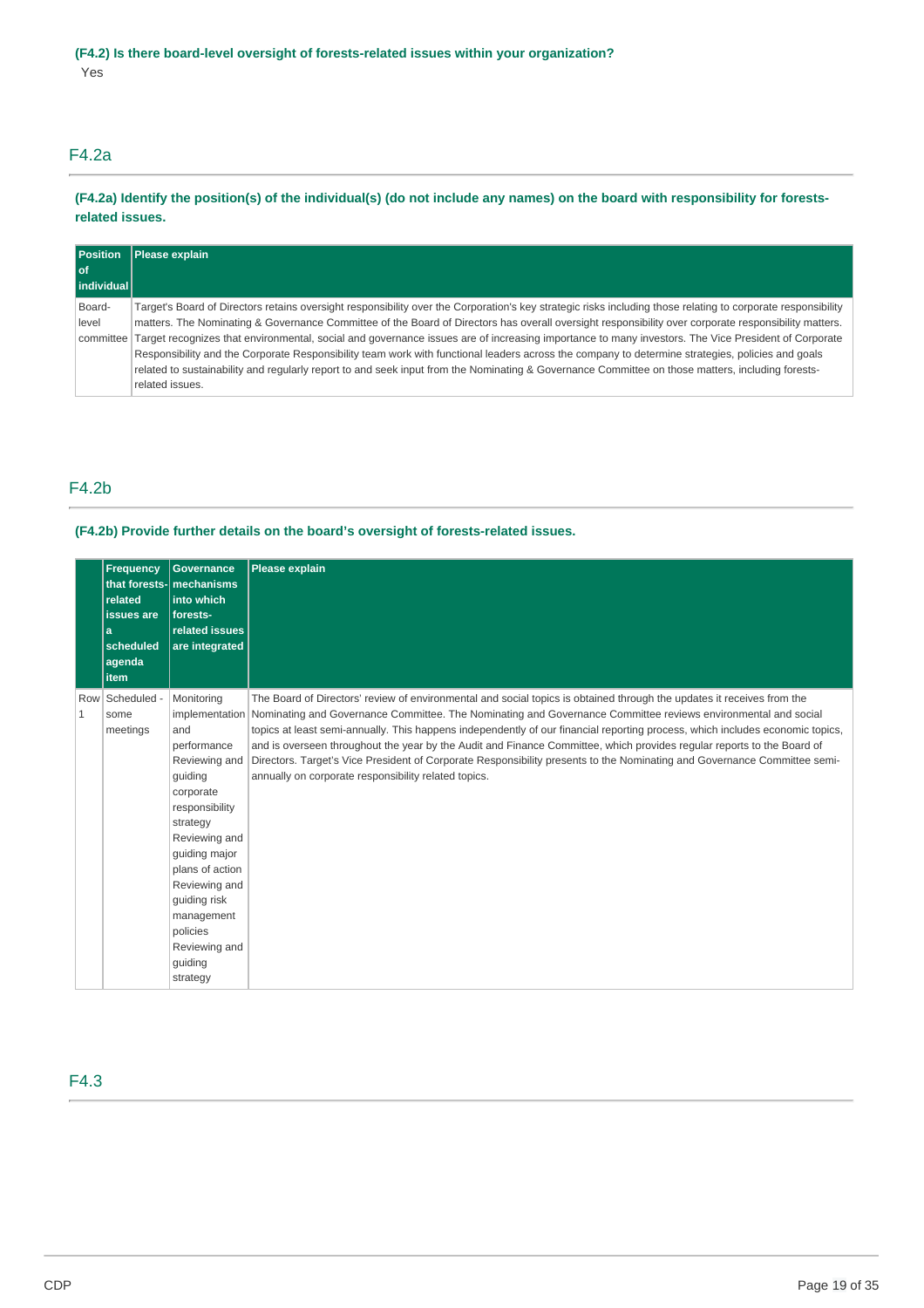**(F4.2) Is there board-level oversight of forests-related issues within your organization?**

Yes

## F4.2a

**(F4.2a) Identify the position(s) of the individual(s) (do not include any names) on the board with responsibility for forests-related issues.**

| Position of individual | Please explain |
|---|---|
| Board-level committee | Target's Board of Directors retains oversight responsibility over the Corporation's key strategic risks including those relating to corporate responsibility matters. The Nominating & Governance Committee of the Board of Directors has overall oversight responsibility over corporate responsibility matters. Target recognizes that environmental, social and governance issues are of increasing importance to many investors. The Vice President of Corporate Responsibility and the Corporate Responsibility team work with functional leaders across the company to determine strategies, policies and goals related to sustainability and regularly report to and seek input from the Nominating & Governance Committee on those matters, including forests-related issues. |

## F4.2b

**(F4.2b) Provide further details on the board's oversight of forests-related issues.**

| | Frequency that forests-related issues are a scheduled agenda item | Governance mechanisms into which forests-related issues are integrated | Please explain |
|---|---|---|---|
| Row 1 | Scheduled - some meetings | Monitoring implementation and performance<br>Reviewing and guiding corporate responsibility strategy<br>Reviewing and guiding major plans of action<br>Reviewing and guiding risk management policies<br>Reviewing and guiding strategy | The Board of Directors' review of environmental and social topics is obtained through the updates it receives from the Nominating and Governance Committee. The Nominating and Governance Committee reviews environmental and social topics at least semi-annually. This happens independently of our financial reporting process, which includes economic topics, and is overseen throughout the year by the Audit and Finance Committee, which provides regular reports to the Board of Directors. Target's Vice President of Corporate Responsibility presents to the Nominating and Governance Committee semi-annually on corporate responsibility related topics. |

## F4.3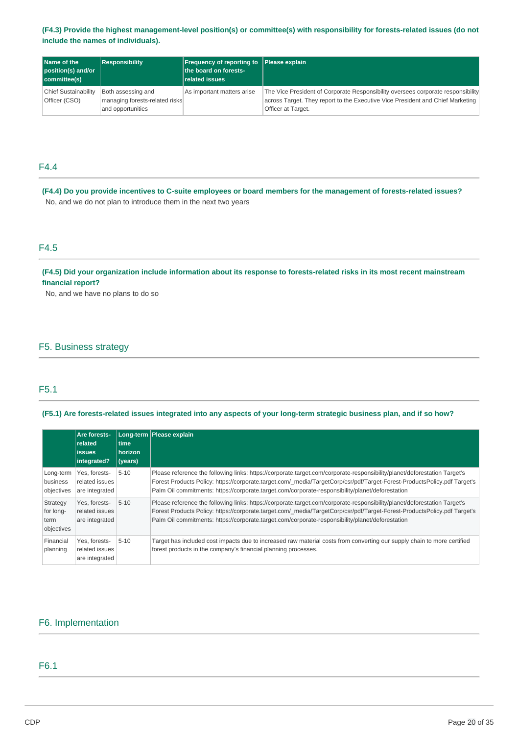**(F4.3) Provide the highest management-level position(s) or committee(s) with responsibility for forests-related issues (do not include the names of individuals).**

| Name of the position(s) and/or committee(s) | Responsibility | Frequency of reporting to the board on forests-related issues | Please explain |
|---|---|---|---|
| Chief Sustainability Officer (CSO) | Both assessing and managing forests-related risks and opportunities | As important matters arise | The Vice President of Corporate Responsibility oversees corporate responsibility across Target. They report to the Executive Vice President and Chief Marketing Officer at Target. |

## F4.4

**(F4.4) Do you provide incentives to C-suite employees or board members for the management of forests-related issues?**

No, and we do not plan to introduce them in the next two years

## F4.5

**(F4.5) Did your organization include information about its response to forests-related risks in its most recent mainstream financial report?**

No, and we have no plans to do so

# F5. Business strategy

## F5.1

**(F5.1) Are forests-related issues integrated into any aspects of your long-term strategic business plan, and if so how?**

| | Are forests-related issues integrated? | Long-term time horizon (years) | Please explain |
|---|---|---|---|
| Long-term business objectives | Yes, forests-related issues are integrated | 5-10 | Please reference the following links: https://corporate.target.com/corporate-responsibility/planet/deforestation Target's Forest Products Policy: https://corporate.target.com/_media/TargetCorp/csr/pdf/Target-Forest-ProductsPolicy.pdf Target's Palm Oil commitments: https://corporate.target.com/corporate-responsibility/planet/deforestation |
| Strategy for long-term objectives | Yes, forests-related issues are integrated | 5-10 | Please reference the following links: https://corporate.target.com/corporate-responsibility/planet/deforestation Target's Forest Products Policy: https://corporate.target.com/_media/TargetCorp/csr/pdf/Target-Forest-ProductsPolicy.pdf Target's Palm Oil commitments: https://corporate.target.com/corporate-responsibility/planet/deforestation |
| Financial planning | Yes, forests-related issues are integrated | 5-10 | Target has included cost impacts due to increased raw material costs from converting our supply chain to more certified forest products in the company's financial planning processes. |

# F6. Implementation

## F6.1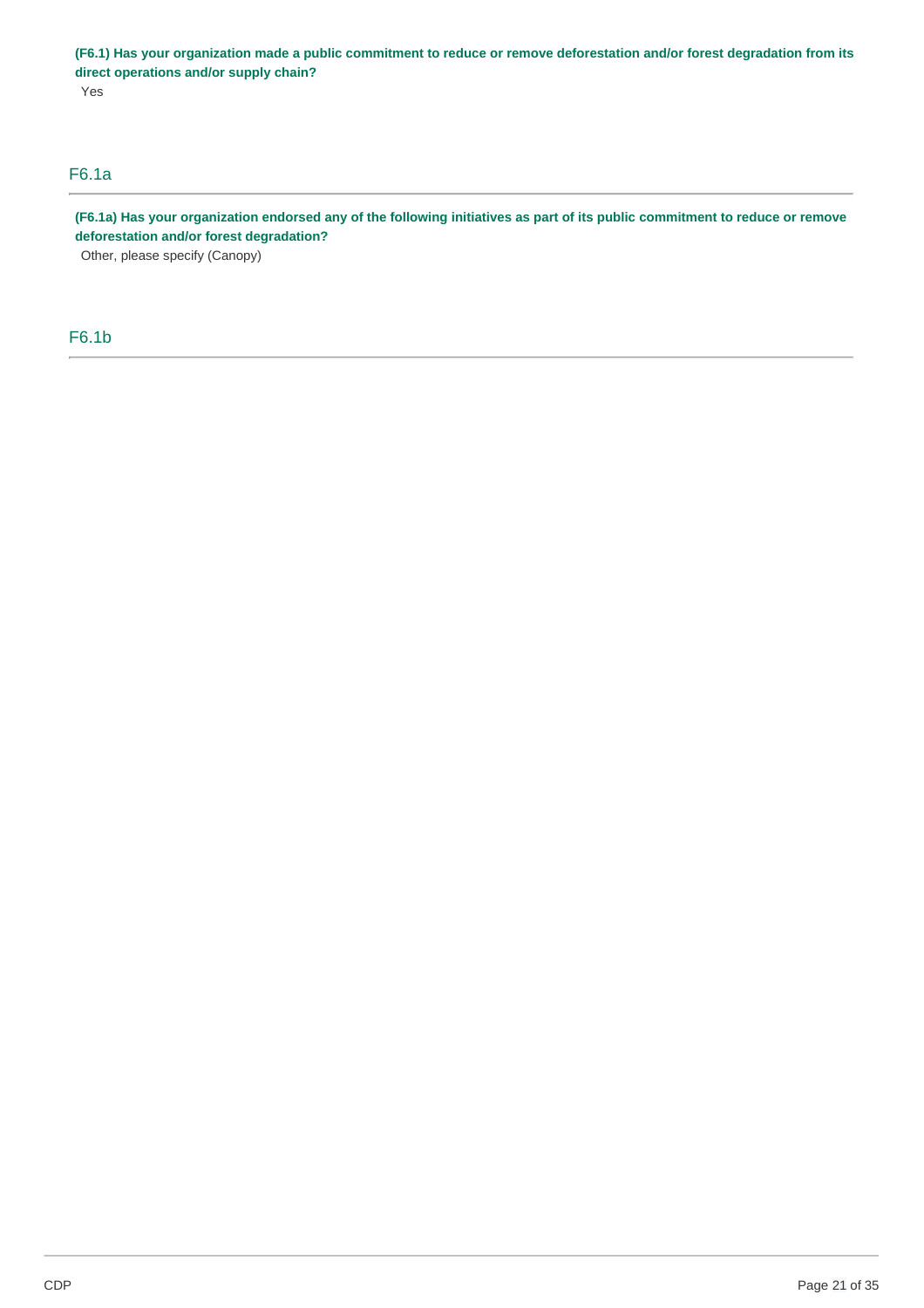**(F6.1) Has your organization made a public commitment to reduce or remove deforestation and/or forest degradation from its direct operations and/or supply chain?**

Yes

## F6.1a

**(F6.1a) Has your organization endorsed any of the following initiatives as part of its public commitment to reduce or remove deforestation and/or forest degradation?**

Other, please specify (Canopy)

## F6.1b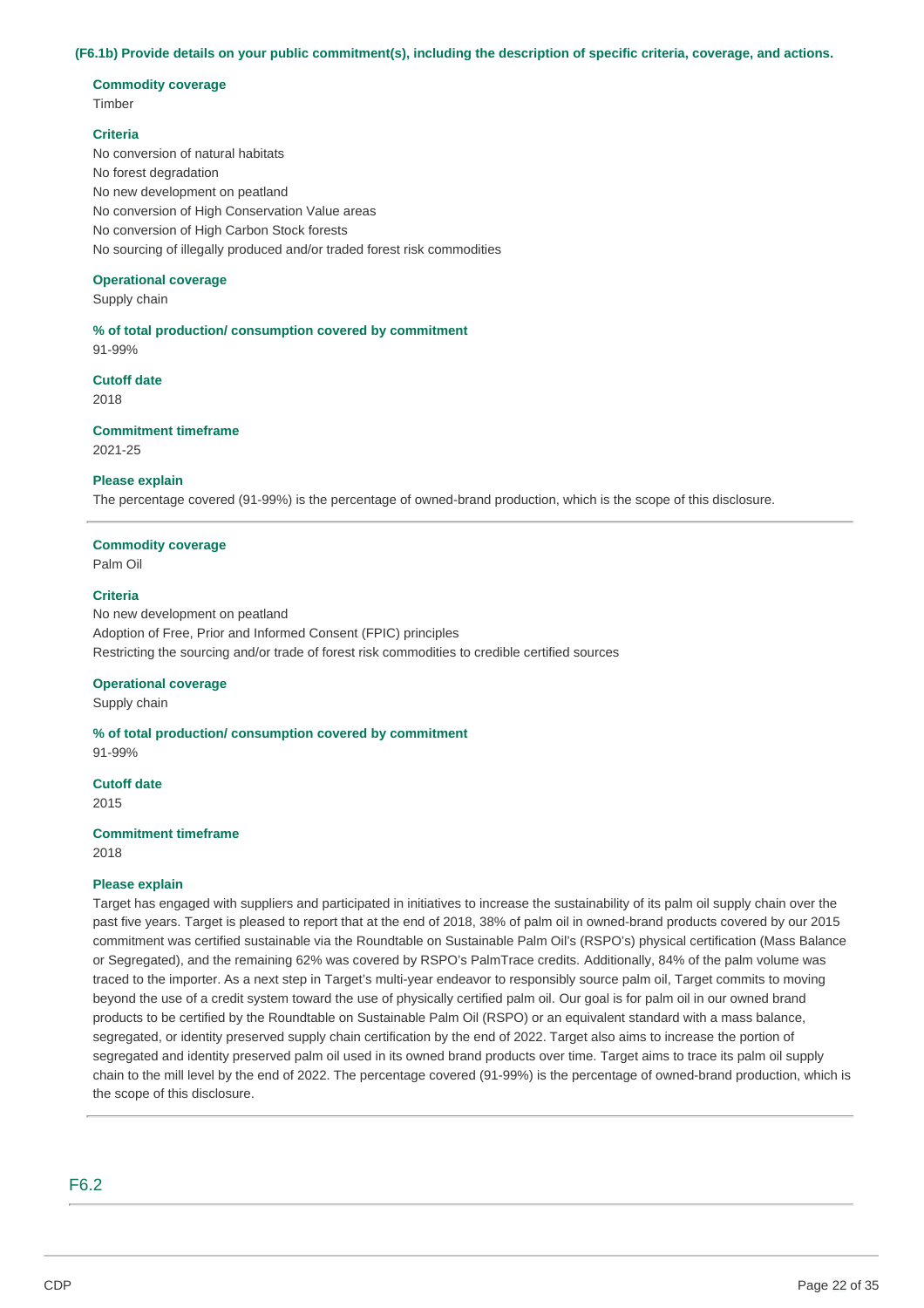**(F6.1b) Provide details on your public commitment(s), including the description of specific criteria, coverage, and actions.**

**Commodity coverage**
Timber

**Criteria**
No conversion of natural habitats
No forest degradation
No new development on peatland
No conversion of High Conservation Value areas
No conversion of High Carbon Stock forests
No sourcing of illegally produced and/or traded forest risk commodities

**Operational coverage**
Supply chain

**% of total production/ consumption covered by commitment**
91-99%

**Cutoff date**
2018

**Commitment timeframe**
2021-25

**Please explain**
The percentage covered (91-99%) is the percentage of owned-brand production, which is the scope of this disclosure.

---

**Commodity coverage**
Palm Oil

**Criteria**
No new development on peatland
Adoption of Free, Prior and Informed Consent (FPIC) principles
Restricting the sourcing and/or trade of forest risk commodities to credible certified sources

**Operational coverage**
Supply chain

**% of total production/ consumption covered by commitment**
91-99%

**Cutoff date**
2015

**Commitment timeframe**
2018

**Please explain**
Target has engaged with suppliers and participated in initiatives to increase the sustainability of its palm oil supply chain over the past five years. Target is pleased to report that at the end of 2018, 38% of palm oil in owned-brand products covered by our 2015 commitment was certified sustainable via the Roundtable on Sustainable Palm Oil's (RSPO's) physical certification (Mass Balance or Segregated), and the remaining 62% was covered by RSPO's PalmTrace credits. Additionally, 84% of the palm volume was traced to the importer. As a next step in Target's multi-year endeavor to responsibly source palm oil, Target commits to moving beyond the use of a credit system toward the use of physically certified palm oil. Our goal is for palm oil in our owned brand products to be certified by the Roundtable on Sustainable Palm Oil (RSPO) or an equivalent standard with a mass balance, segregated, or identity preserved supply chain certification by the end of 2022. Target also aims to increase the portion of segregated and identity preserved palm oil used in its owned brand products over time. Target aims to trace its palm oil supply chain to the mill level by the end of 2022. The percentage covered (91-99%) is the percentage of owned-brand production, which is the scope of this disclosure.

---

## F6.2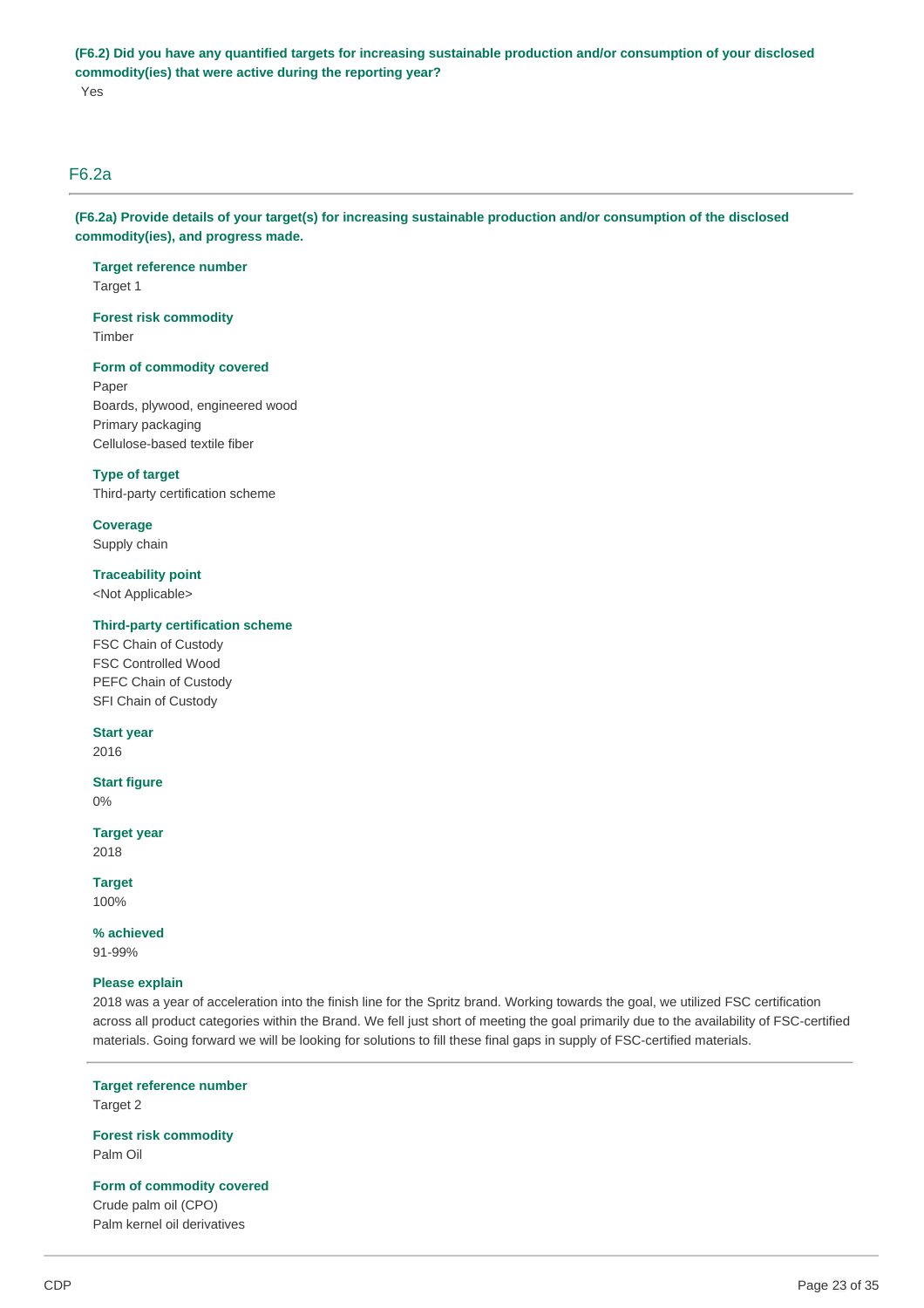**(F6.2) Did you have any quantified targets for increasing sustainable production and/or consumption of your disclosed commodity(ies) that were active during the reporting year?**

Yes

## F6.2a

**(F6.2a) Provide details of your target(s) for increasing sustainable production and/or consumption of the disclosed commodity(ies), and progress made.**

**Target reference number**
Target 1

**Forest risk commodity**
Timber

**Form of commodity covered**
Paper
Boards, plywood, engineered wood
Primary packaging
Cellulose-based textile fiber

**Type of target**
Third-party certification scheme

**Coverage**
Supply chain

**Traceability point**
<Not Applicable>

**Third-party certification scheme**
FSC Chain of Custody
FSC Controlled Wood
PEFC Chain of Custody
SFI Chain of Custody

**Start year**
2016

**Start figure**
0%

**Target year**
2018

**Target**
100%

**% achieved**
91-99%

**Please explain**
2018 was a year of acceleration into the finish line for the Spritz brand. Working towards the goal, we utilized FSC certification across all product categories within the Brand. We fell just short of meeting the goal primarily due to the availability of FSC-certified materials. Going forward we will be looking for solutions to fill these final gaps in supply of FSC-certified materials.

---

**Target reference number**
Target 2

**Forest risk commodity**
Palm Oil

**Form of commodity covered**
Crude palm oil (CPO)
Palm kernel oil derivatives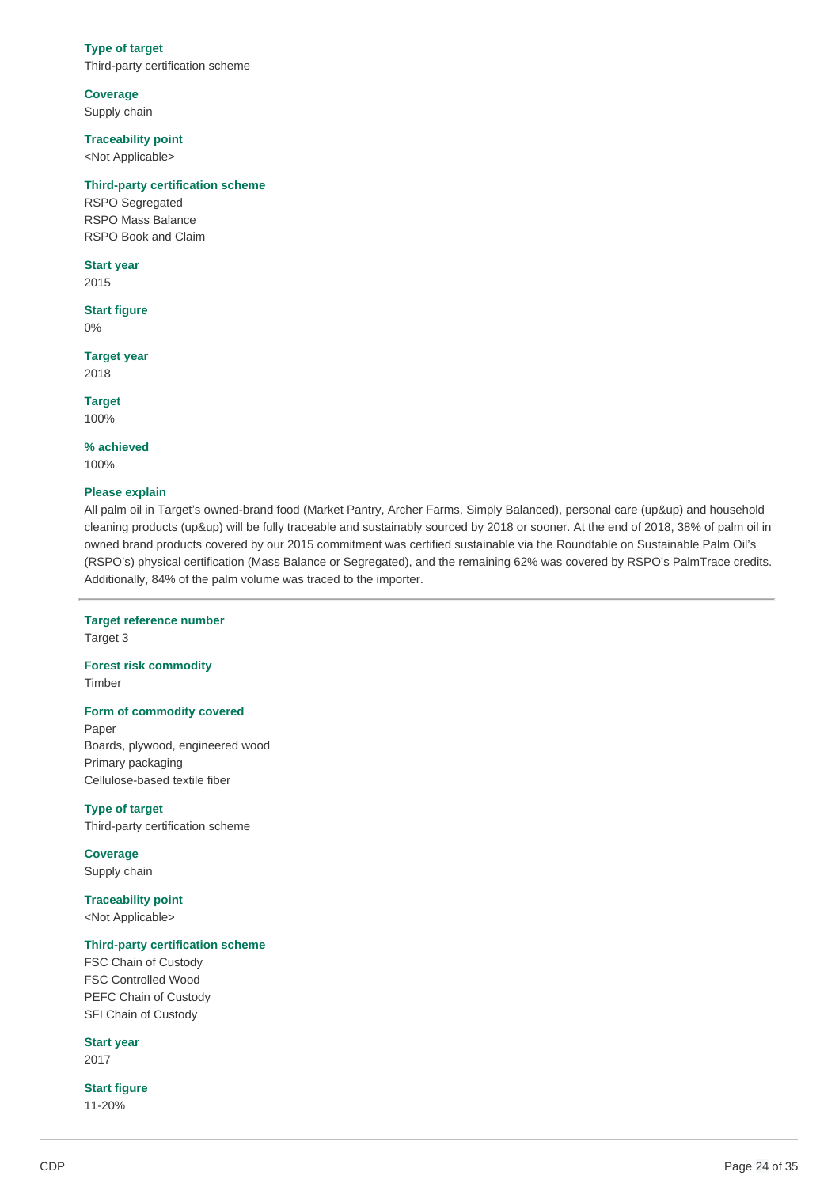**Type of target**
Third-party certification scheme

**Coverage**
Supply chain

**Traceability point**
<Not Applicable>

**Third-party certification scheme**
RSPO Segregated
RSPO Mass Balance
RSPO Book and Claim

**Start year**
2015

**Start figure**
0%

**Target year**
2018

**Target**
100%

**% achieved**
100%

**Please explain**
All palm oil in Target's owned-brand food (Market Pantry, Archer Farms, Simply Balanced), personal care (up&up) and household cleaning products (up&up) will be fully traceable and sustainably sourced by 2018 or sooner. At the end of 2018, 38% of palm oil in owned brand products covered by our 2015 commitment was certified sustainable via the Roundtable on Sustainable Palm Oil's (RSPO's) physical certification (Mass Balance or Segregated), and the remaining 62% was covered by RSPO's PalmTrace credits. Additionally, 84% of the palm volume was traced to the importer.

---

**Target reference number**
Target 3

**Forest risk commodity**
Timber

**Form of commodity covered**
Paper
Boards, plywood, engineered wood
Primary packaging
Cellulose-based textile fiber

**Type of target**
Third-party certification scheme

**Coverage**
Supply chain

**Traceability point**
<Not Applicable>

**Third-party certification scheme**
FSC Chain of Custody
FSC Controlled Wood
PEFC Chain of Custody
SFI Chain of Custody

**Start year**
2017

**Start figure**
11-20%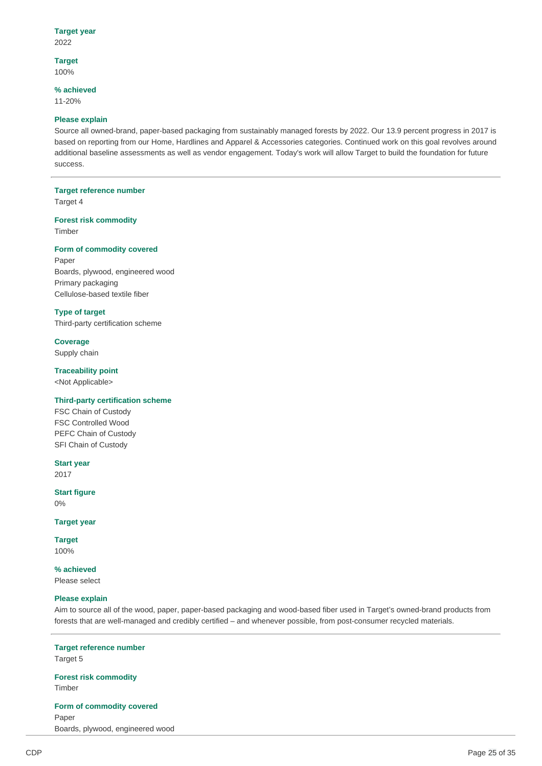**Target year**
2022

**Target**
100%

**% achieved**
11-20%

**Please explain**
Source all owned-brand, paper-based packaging from sustainably managed forests by 2022. Our 13.9 percent progress in 2017 is based on reporting from our Home, Hardlines and Apparel & Accessories categories. Continued work on this goal revolves around additional baseline assessments as well as vendor engagement. Today's work will allow Target to build the foundation for future success.

---

**Target reference number**
Target 4

**Forest risk commodity**
Timber

**Form of commodity covered**
Paper
Boards, plywood, engineered wood
Primary packaging
Cellulose-based textile fiber

**Type of target**
Third-party certification scheme

**Coverage**
Supply chain

**Traceability point**
<Not Applicable>

**Third-party certification scheme**
FSC Chain of Custody
FSC Controlled Wood
PEFC Chain of Custody
SFI Chain of Custody

**Start year**
2017

**Start figure**
0%

**Target year**

**Target**
100%

**% achieved**
Please select

**Please explain**
Aim to source all of the wood, paper, paper-based packaging and wood-based fiber used in Target's owned-brand products from forests that are well-managed and credibly certified – and whenever possible, from post-consumer recycled materials.

---

**Target reference number**
Target 5

**Forest risk commodity**
Timber

**Form of commodity covered**
Paper
Boards, plywood, engineered wood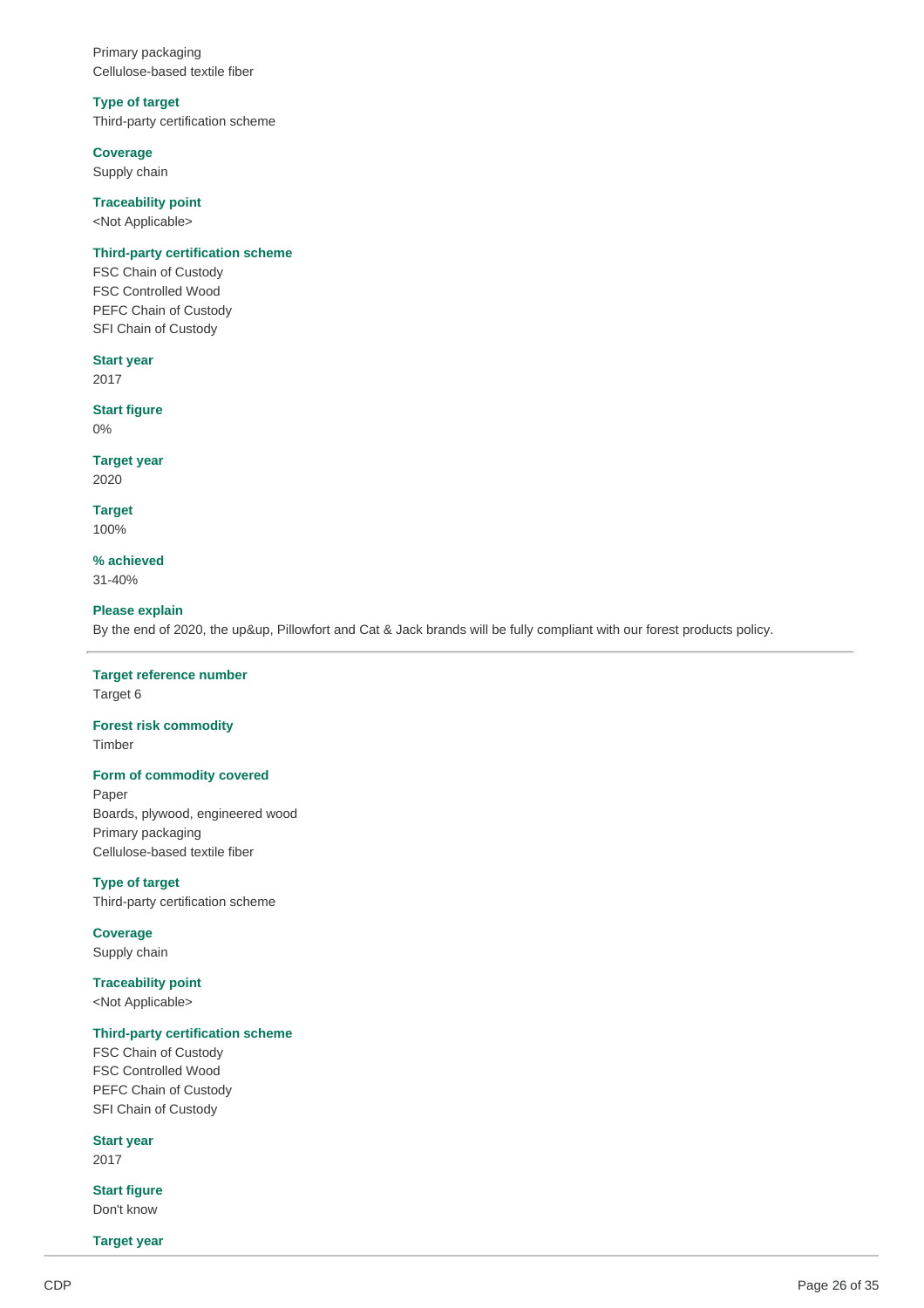Primary packaging
Cellulose-based textile fiber

**Type of target**
Third-party certification scheme

**Coverage**
Supply chain

**Traceability point**
<Not Applicable>

**Third-party certification scheme**
FSC Chain of Custody
FSC Controlled Wood
PEFC Chain of Custody
SFI Chain of Custody

**Start year**
2017

**Start figure**
0%

**Target year**
2020

**Target**
100%

**% achieved**
31-40%

**Please explain**
By the end of 2020, the up&up, Pillowfort and Cat & Jack brands will be fully compliant with our forest products policy.

---

**Target reference number**
Target 6

**Forest risk commodity**
Timber

**Form of commodity covered**
Paper
Boards, plywood, engineered wood
Primary packaging
Cellulose-based textile fiber

**Type of target**
Third-party certification scheme

**Coverage**
Supply chain

**Traceability point**
<Not Applicable>

**Third-party certification scheme**
FSC Chain of Custody
FSC Controlled Wood
PEFC Chain of Custody
SFI Chain of Custody

**Start year**
2017

**Start figure**
Don't know

**Target year**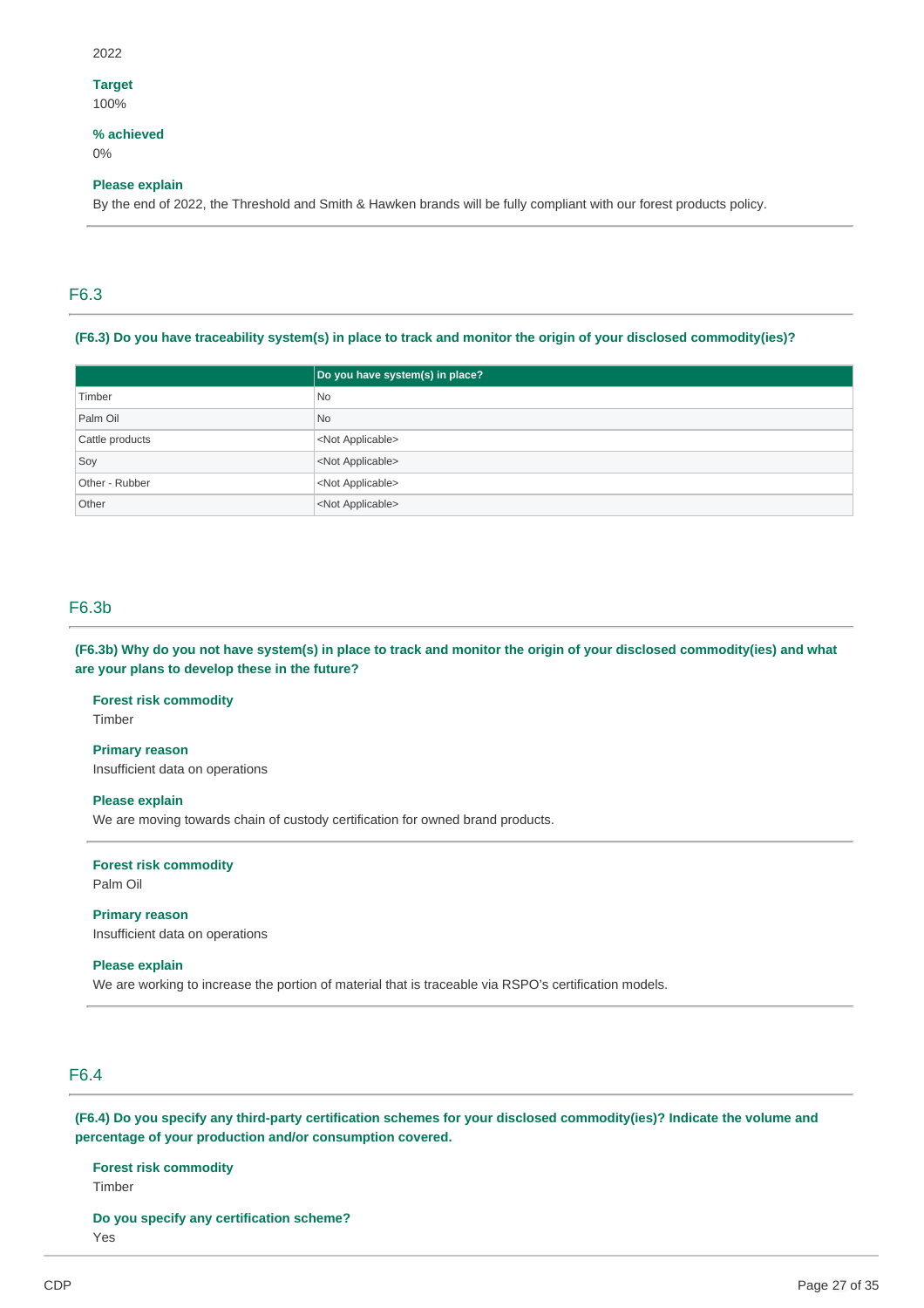2022

**Target**
100%

**% achieved**
0%

**Please explain**
By the end of 2022, the Threshold and Smith & Hawken brands will be fully compliant with our forest products policy.

## F6.3

**(F6.3) Do you have traceability system(s) in place to track and monitor the origin of your disclosed commodity(ies)?**

| | Do you have system(s) in place? |
|---|---|
| Timber | No |
| Palm Oil | No |
| Cattle products | <Not Applicable> |
| Soy | <Not Applicable> |
| Other - Rubber | <Not Applicable> |
| Other | <Not Applicable> |

## F6.3b

**(F6.3b) Why do you not have system(s) in place to track and monitor the origin of your disclosed commodity(ies) and what are your plans to develop these in the future?**

**Forest risk commodity**
Timber

**Primary reason**
Insufficient data on operations

**Please explain**
We are moving towards chain of custody certification for owned brand products.

---

**Forest risk commodity**
Palm Oil

**Primary reason**
Insufficient data on operations

**Please explain**
We are working to increase the portion of material that is traceable via RSPO's certification models.

## F6.4

**(F6.4) Do you specify any third-party certification schemes for your disclosed commodity(ies)? Indicate the volume and percentage of your production and/or consumption covered.**

**Forest risk commodity**
Timber

**Do you specify any certification scheme?**
Yes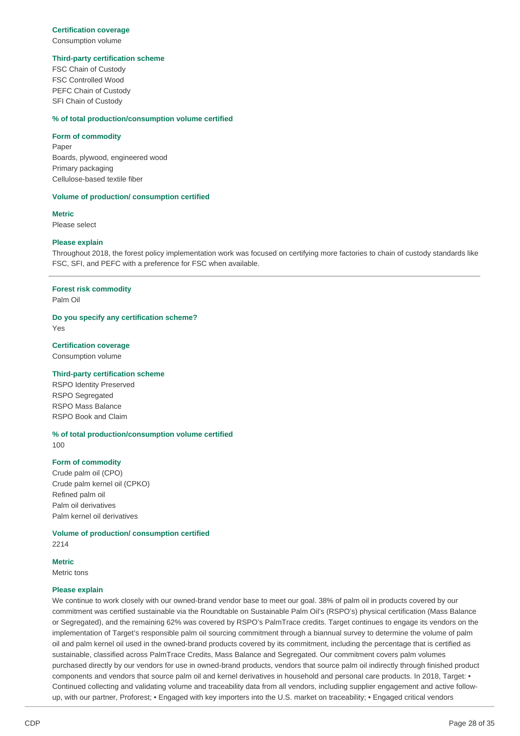**Certification coverage**
Consumption volume

**Third-party certification scheme**
FSC Chain of Custody
FSC Controlled Wood
PEFC Chain of Custody
SFI Chain of Custody

**% of total production/consumption volume certified**

**Form of commodity**
Paper
Boards, plywood, engineered wood
Primary packaging
Cellulose-based textile fiber

**Volume of production/ consumption certified**

**Metric**
Please select

**Please explain**
Throughout 2018, the forest policy implementation work was focused on certifying more factories to chain of custody standards like FSC, SFI, and PEFC with a preference for FSC when available.

---

**Forest risk commodity**
Palm Oil

**Do you specify any certification scheme?**
Yes

**Certification coverage**
Consumption volume

**Third-party certification scheme**
RSPO Identity Preserved
RSPO Segregated
RSPO Mass Balance
RSPO Book and Claim

**% of total production/consumption volume certified**
100

**Form of commodity**
Crude palm oil (CPO)
Crude palm kernel oil (CPKO)
Refined palm oil
Palm oil derivatives
Palm kernel oil derivatives

**Volume of production/ consumption certified**
2214

**Metric**
Metric tons

**Please explain**
We continue to work closely with our owned-brand vendor base to meet our goal. 38% of palm oil in products covered by our commitment was certified sustainable via the Roundtable on Sustainable Palm Oil's (RSPO's) physical certification (Mass Balance or Segregated), and the remaining 62% was covered by RSPO's PalmTrace credits. Target continues to engage its vendors on the implementation of Target's responsible palm oil sourcing commitment through a biannual survey to determine the volume of palm oil and palm kernel oil used in the owned-brand products covered by its commitment, including the percentage that is certified as sustainable, classified across PalmTrace Credits, Mass Balance and Segregated. Our commitment covers palm volumes purchased directly by our vendors for use in owned-brand products, vendors that source palm oil indirectly through finished product components and vendors that source palm oil and kernel derivatives in household and personal care products. In 2018, Target: • Continued collecting and validating volume and traceability data from all vendors, including supplier engagement and active follow-up, with our partner, Proforest; • Engaged with key importers into the U.S. market on traceability; • Engaged critical vendors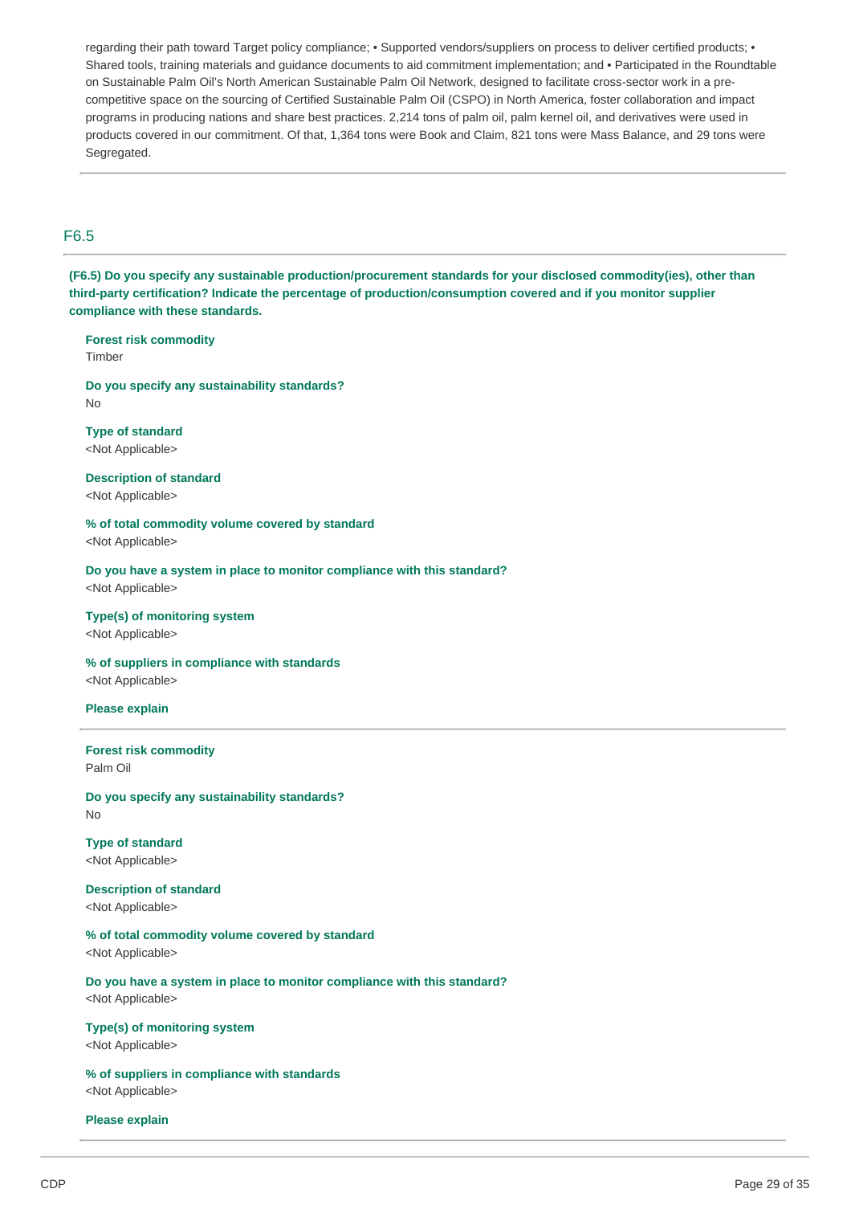regarding their path toward Target policy compliance; • Supported vendors/suppliers on process to deliver certified products; • Shared tools, training materials and guidance documents to aid commitment implementation; and • Participated in the Roundtable on Sustainable Palm Oil's North American Sustainable Palm Oil Network, designed to facilitate cross-sector work in a pre-competitive space on the sourcing of Certified Sustainable Palm Oil (CSPO) in North America, foster collaboration and impact programs in producing nations and share best practices. 2,214 tons of palm oil, palm kernel oil, and derivatives were used in products covered in our commitment. Of that, 1,364 tons were Book and Claim, 821 tons were Mass Balance, and 29 tons were Segregated.

---

## F6.5

**(F6.5) Do you specify any sustainable production/procurement standards for your disclosed commodity(ies), other than third-party certification? Indicate the percentage of production/consumption covered and if you monitor supplier compliance with these standards.**

**Forest risk commodity**
Timber

**Do you specify any sustainability standards?**
No

**Type of standard**
<Not Applicable>

**Description of standard**
<Not Applicable>

**% of total commodity volume covered by standard**
<Not Applicable>

**Do you have a system in place to monitor compliance with this standard?**
<Not Applicable>

**Type(s) of monitoring system**
<Not Applicable>

**% of suppliers in compliance with standards**
<Not Applicable>

**Please explain**

---

**Forest risk commodity**
Palm Oil

**Do you specify any sustainability standards?**
No

**Type of standard**
<Not Applicable>

**Description of standard**
<Not Applicable>

**% of total commodity volume covered by standard**
<Not Applicable>

**Do you have a system in place to monitor compliance with this standard?**
<Not Applicable>

**Type(s) of monitoring system**
<Not Applicable>

**% of suppliers in compliance with standards**
<Not Applicable>

**Please explain**

---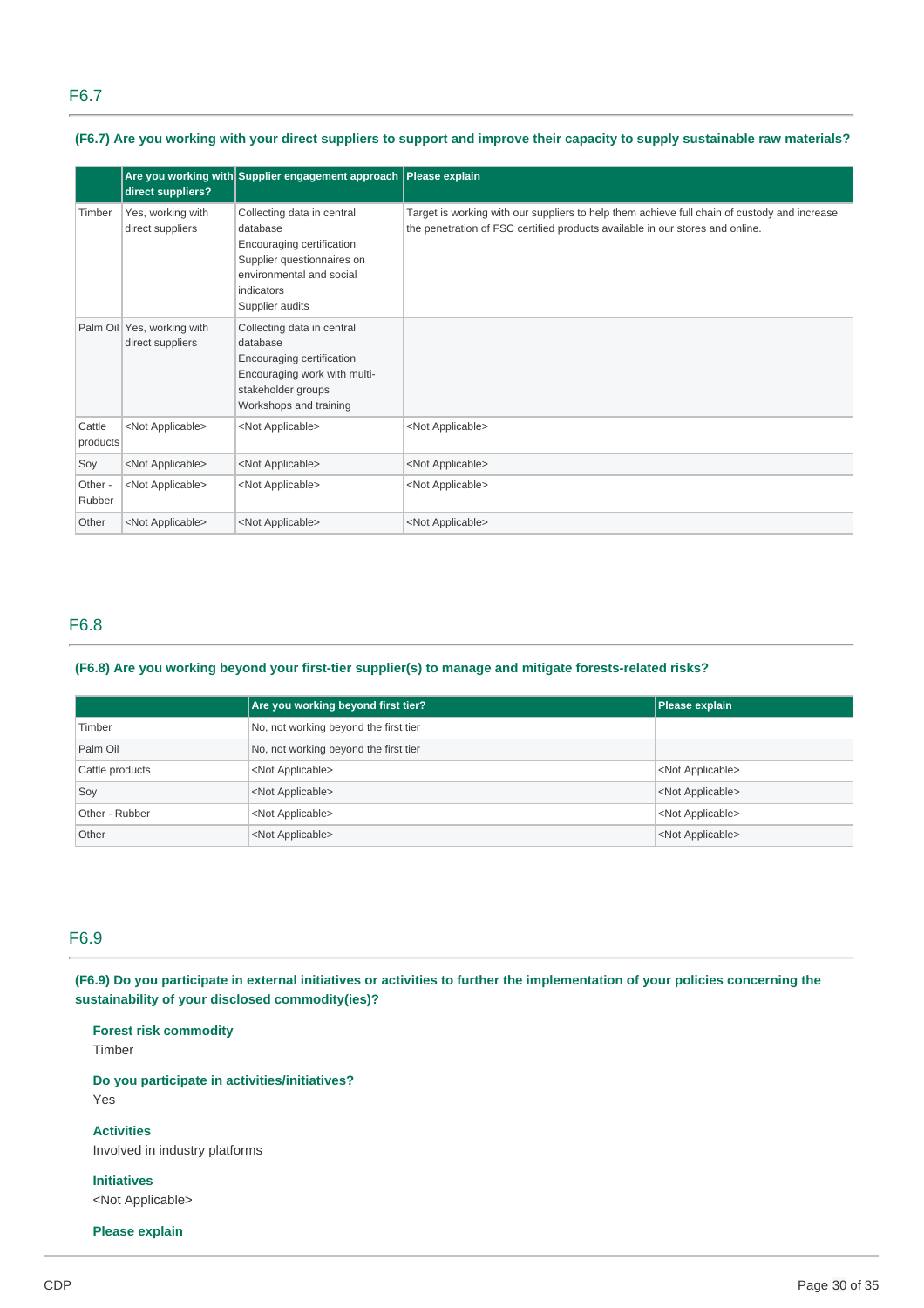## F6.7

### (F6.7) Are you working with your direct suppliers to support and improve their capacity to supply sustainable raw materials?

| | Are you working with direct suppliers? | Supplier engagement approach | Please explain |
|---|---|---|---|
| Timber | Yes, working with direct suppliers | Collecting data in central database<br>Encouraging certification<br>Supplier questionnaires on environmental and social indicators<br>Supplier audits | Target is working with our suppliers to help them achieve full chain of custody and increase the penetration of FSC certified products available in our stores and online. |
| Palm Oil | Yes, working with direct suppliers | Collecting data in central database<br>Encouraging certification<br>Encouraging work with multi-stakeholder groups<br>Workshops and training | |
| Cattle products | <Not Applicable> | <Not Applicable> | <Not Applicable> |
| Soy | <Not Applicable> | <Not Applicable> | <Not Applicable> |
| Other - Rubber | <Not Applicable> | <Not Applicable> | <Not Applicable> |
| Other | <Not Applicable> | <Not Applicable> | <Not Applicable> |

## F6.8

### (F6.8) Are you working beyond your first-tier supplier(s) to manage and mitigate forests-related risks?

| | Are you working beyond first tier? | Please explain |
|---|---|---|
| Timber | No, not working beyond the first tier | |
| Palm Oil | No, not working beyond the first tier | |
| Cattle products | <Not Applicable> | <Not Applicable> |
| Soy | <Not Applicable> | <Not Applicable> |
| Other - Rubber | <Not Applicable> | <Not Applicable> |
| Other | <Not Applicable> | <Not Applicable> |

## F6.9

### (F6.9) Do you participate in external initiatives or activities to further the implementation of your policies concerning the sustainability of your disclosed commodity(ies)?

**Forest risk commodity**
Timber

**Do you participate in activities/initiatives?**
Yes

**Activities**
Involved in industry platforms

**Initiatives**
<Not Applicable>

**Please explain**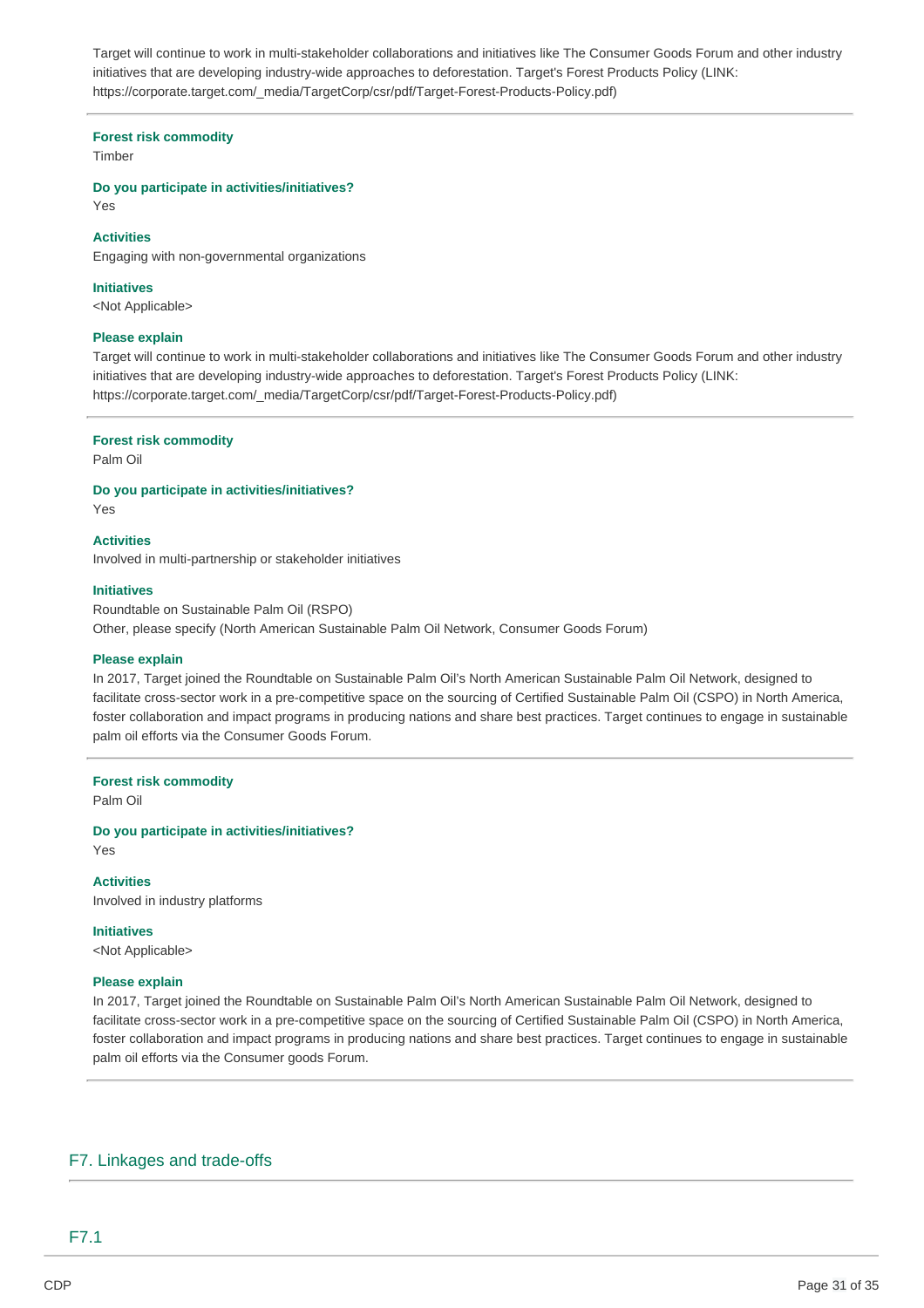Target will continue to work in multi-stakeholder collaborations and initiatives like The Consumer Goods Forum and other industry initiatives that are developing industry-wide approaches to deforestation. Target's Forest Products Policy (LINK: https://corporate.target.com/_media/TargetCorp/csr/pdf/Target-Forest-Products-Policy.pdf)

---

**Forest risk commodity**
Timber

**Do you participate in activities/initiatives?**
Yes

**Activities**
Engaging with non-governmental organizations

**Initiatives**
<Not Applicable>

**Please explain**
Target will continue to work in multi-stakeholder collaborations and initiatives like The Consumer Goods Forum and other industry initiatives that are developing industry-wide approaches to deforestation. Target's Forest Products Policy (LINK: https://corporate.target.com/_media/TargetCorp/csr/pdf/Target-Forest-Products-Policy.pdf)

---

**Forest risk commodity**
Palm Oil

**Do you participate in activities/initiatives?**
Yes

**Activities**
Involved in multi-partnership or stakeholder initiatives

**Initiatives**
Roundtable on Sustainable Palm Oil (RSPO)
Other, please specify (North American Sustainable Palm Oil Network, Consumer Goods Forum)

**Please explain**
In 2017, Target joined the Roundtable on Sustainable Palm Oil's North American Sustainable Palm Oil Network, designed to facilitate cross-sector work in a pre-competitive space on the sourcing of Certified Sustainable Palm Oil (CSPO) in North America, foster collaboration and impact programs in producing nations and share best practices. Target continues to engage in sustainable palm oil efforts via the Consumer Goods Forum.

---

**Forest risk commodity**
Palm Oil

**Do you participate in activities/initiatives?**
Yes

**Activities**
Involved in industry platforms

**Initiatives**
<Not Applicable>

**Please explain**
In 2017, Target joined the Roundtable on Sustainable Palm Oil's North American Sustainable Palm Oil Network, designed to facilitate cross-sector work in a pre-competitive space on the sourcing of Certified Sustainable Palm Oil (CSPO) in North America, foster collaboration and impact programs in producing nations and share best practices. Target continues to engage in sustainable palm oil efforts via the Consumer goods Forum.

---

## F7. Linkages and trade-offs

### F7.1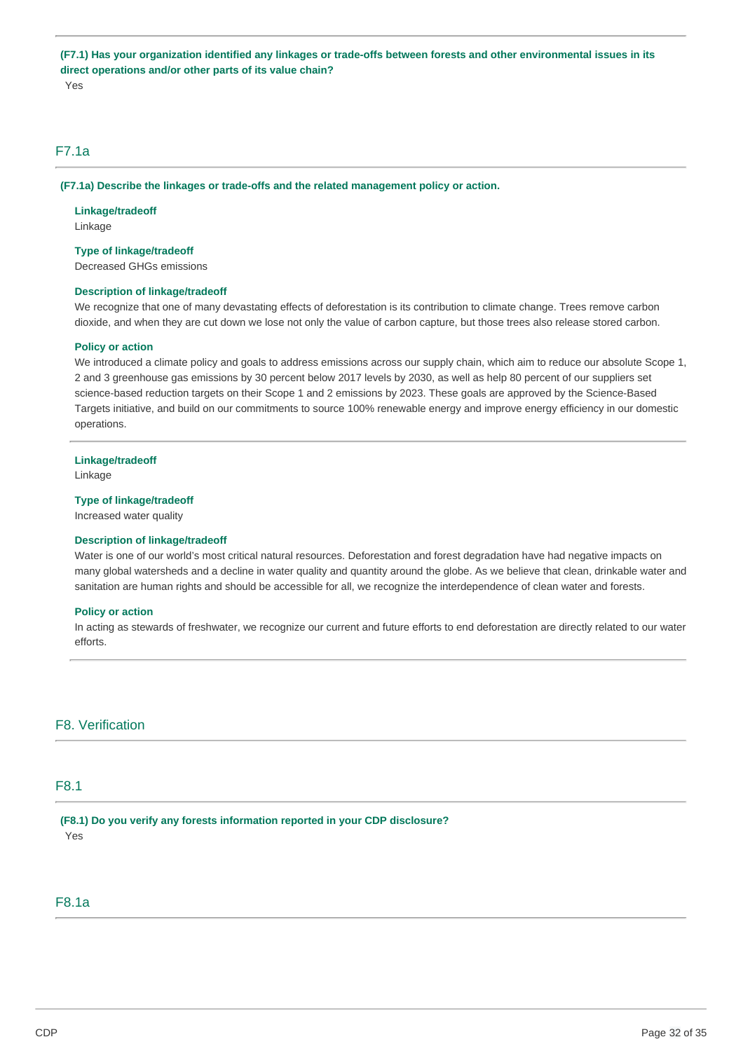**(F7.1) Has your organization identified any linkages or trade-offs between forests and other environmental issues in its direct operations and/or other parts of its value chain?**

Yes

## F7.1a

**(F7.1a) Describe the linkages or trade-offs and the related management policy or action.**

**Linkage/tradeoff**

Linkage

**Type of linkage/tradeoff**

Decreased GHGs emissions

**Description of linkage/tradeoff**

We recognize that one of many devastating effects of deforestation is its contribution to climate change. Trees remove carbon dioxide, and when they are cut down we lose not only the value of carbon capture, but those trees also release stored carbon.

**Policy or action**

We introduced a climate policy and goals to address emissions across our supply chain, which aim to reduce our absolute Scope 1, 2 and 3 greenhouse gas emissions by 30 percent below 2017 levels by 2030, as well as help 80 percent of our suppliers set science-based reduction targets on their Scope 1 and 2 emissions by 2023. These goals are approved by the Science-Based Targets initiative, and build on our commitments to source 100% renewable energy and improve energy efficiency in our domestic operations.

---

**Linkage/tradeoff**

Linkage

**Type of linkage/tradeoff**

Increased water quality

**Description of linkage/tradeoff**

Water is one of our world's most critical natural resources. Deforestation and forest degradation have had negative impacts on many global watersheds and a decline in water quality and quantity around the globe. As we believe that clean, drinkable water and sanitation are human rights and should be accessible for all, we recognize the interdependence of clean water and forests.

**Policy or action**

In acting as stewards of freshwater, we recognize our current and future efforts to end deforestation are directly related to our water efforts.

# F8. Verification

## F8.1

**(F8.1) Do you verify any forests information reported in your CDP disclosure?**

Yes

## F8.1a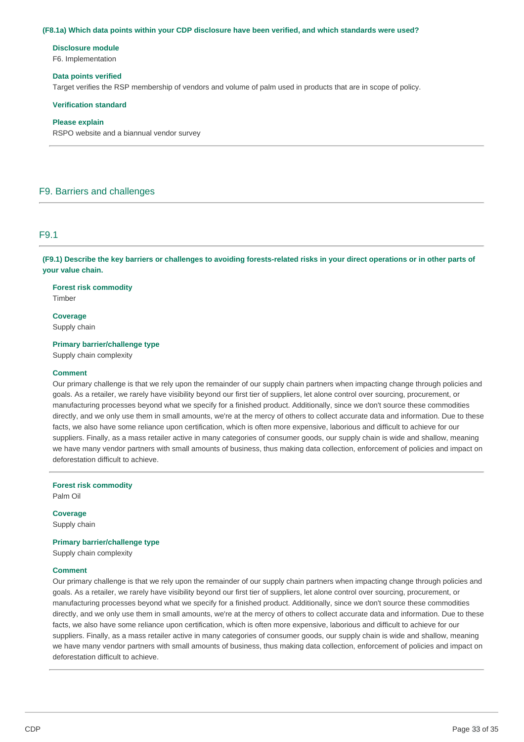**(F8.1a) Which data points within your CDP disclosure have been verified, and which standards were used?**

**Disclosure module**
F6. Implementation

**Data points verified**
Target verifies the RSP membership of vendors and volume of palm used in products that are in scope of policy.

**Verification standard**

**Please explain**
RSPO website and a biannual vendor survey

---

## F9. Barriers and challenges

### F9.1

**(F9.1) Describe the key barriers or challenges to avoiding forests-related risks in your direct operations or in other parts of your value chain.**

**Forest risk commodity**
Timber

**Coverage**
Supply chain

**Primary barrier/challenge type**
Supply chain complexity

**Comment**
Our primary challenge is that we rely upon the remainder of our supply chain partners when impacting change through policies and goals. As a retailer, we rarely have visibility beyond our first tier of suppliers, let alone control over sourcing, procurement, or manufacturing processes beyond what we specify for a finished product. Additionally, since we don't source these commodities directly, and we only use them in small amounts, we're at the mercy of others to collect accurate data and information. Due to these facts, we also have some reliance upon certification, which is often more expensive, laborious and difficult to achieve for our suppliers. Finally, as a mass retailer active in many categories of consumer goods, our supply chain is wide and shallow, meaning we have many vendor partners with small amounts of business, thus making data collection, enforcement of policies and impact on deforestation difficult to achieve.

---

**Forest risk commodity**
Palm Oil

**Coverage**
Supply chain

**Primary barrier/challenge type**
Supply chain complexity

**Comment**
Our primary challenge is that we rely upon the remainder of our supply chain partners when impacting change through policies and goals. As a retailer, we rarely have visibility beyond our first tier of suppliers, let alone control over sourcing, procurement, or manufacturing processes beyond what we specify for a finished product. Additionally, since we don't source these commodities directly, and we only use them in small amounts, we're at the mercy of others to collect accurate data and information. Due to these facts, we also have some reliance upon certification, which is often more expensive, laborious and difficult to achieve for our suppliers. Finally, as a mass retailer active in many categories of consumer goods, our supply chain is wide and shallow, meaning we have many vendor partners with small amounts of business, thus making data collection, enforcement of policies and impact on deforestation difficult to achieve.

---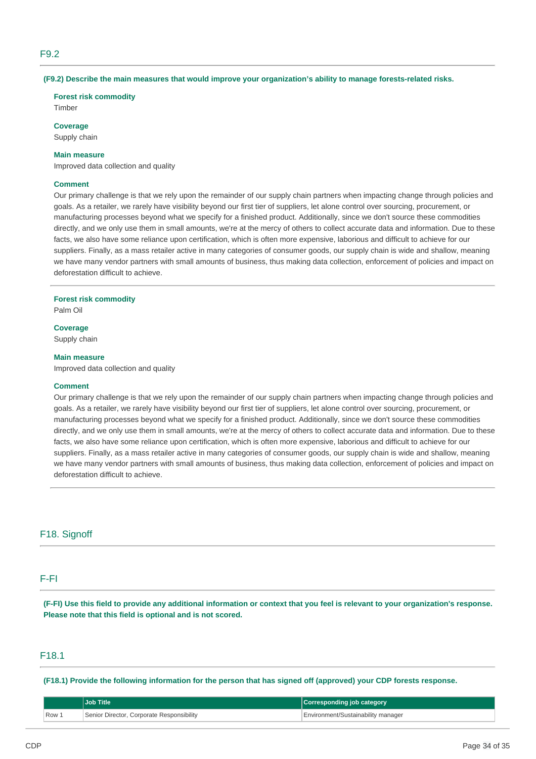## F9.2

**(F9.2) Describe the main measures that would improve your organization's ability to manage forests-related risks.**

**Forest risk commodity**
Timber

**Coverage**
Supply chain

**Main measure**
Improved data collection and quality

**Comment**
Our primary challenge is that we rely upon the remainder of our supply chain partners when impacting change through policies and goals. As a retailer, we rarely have visibility beyond our first tier of suppliers, let alone control over sourcing, procurement, or manufacturing processes beyond what we specify for a finished product. Additionally, since we don't source these commodities directly, and we only use them in small amounts, we're at the mercy of others to collect accurate data and information. Due to these facts, we also have some reliance upon certification, which is often more expensive, laborious and difficult to achieve for our suppliers. Finally, as a mass retailer active in many categories of consumer goods, our supply chain is wide and shallow, meaning we have many vendor partners with small amounts of business, thus making data collection, enforcement of policies and impact on deforestation difficult to achieve.

---

**Forest risk commodity**
Palm Oil

**Coverage**
Supply chain

**Main measure**
Improved data collection and quality

**Comment**
Our primary challenge is that we rely upon the remainder of our supply chain partners when impacting change through policies and goals. As a retailer, we rarely have visibility beyond our first tier of suppliers, let alone control over sourcing, procurement, or manufacturing processes beyond what we specify for a finished product. Additionally, since we don't source these commodities directly, and we only use them in small amounts, we're at the mercy of others to collect accurate data and information. Due to these facts, we also have some reliance upon certification, which is often more expensive, laborious and difficult to achieve for our suppliers. Finally, as a mass retailer active in many categories of consumer goods, our supply chain is wide and shallow, meaning we have many vendor partners with small amounts of business, thus making data collection, enforcement of policies and impact on deforestation difficult to achieve.

## F18. Signoff

## F-FI

**(F-FI) Use this field to provide any additional information or context that you feel is relevant to your organization's response. Please note that this field is optional and is not scored.**

## F18.1

**(F18.1) Provide the following information for the person that has signed off (approved) your CDP forests response.**

| | Job Title | Corresponding job category |
|---|---|---|
| Row 1 | Senior Director, Corporate Responsibility | Environment/Sustainability manager |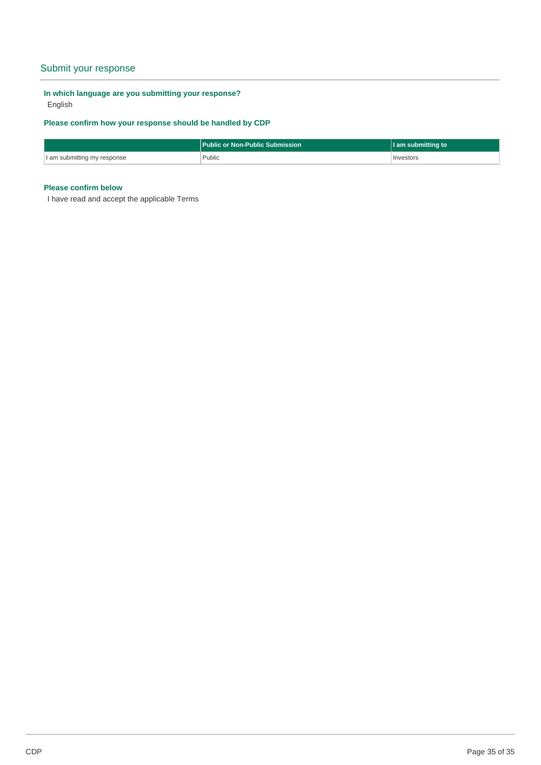## Submit your response

### In which language are you submitting your response?

English

### Please confirm how your response should be handled by CDP

| | Public or Non-Public Submission | I am submitting to |
|---|---|---|
| I am submitting my response | Public | Investors |

### Please confirm below

I have read and accept the applicable Terms